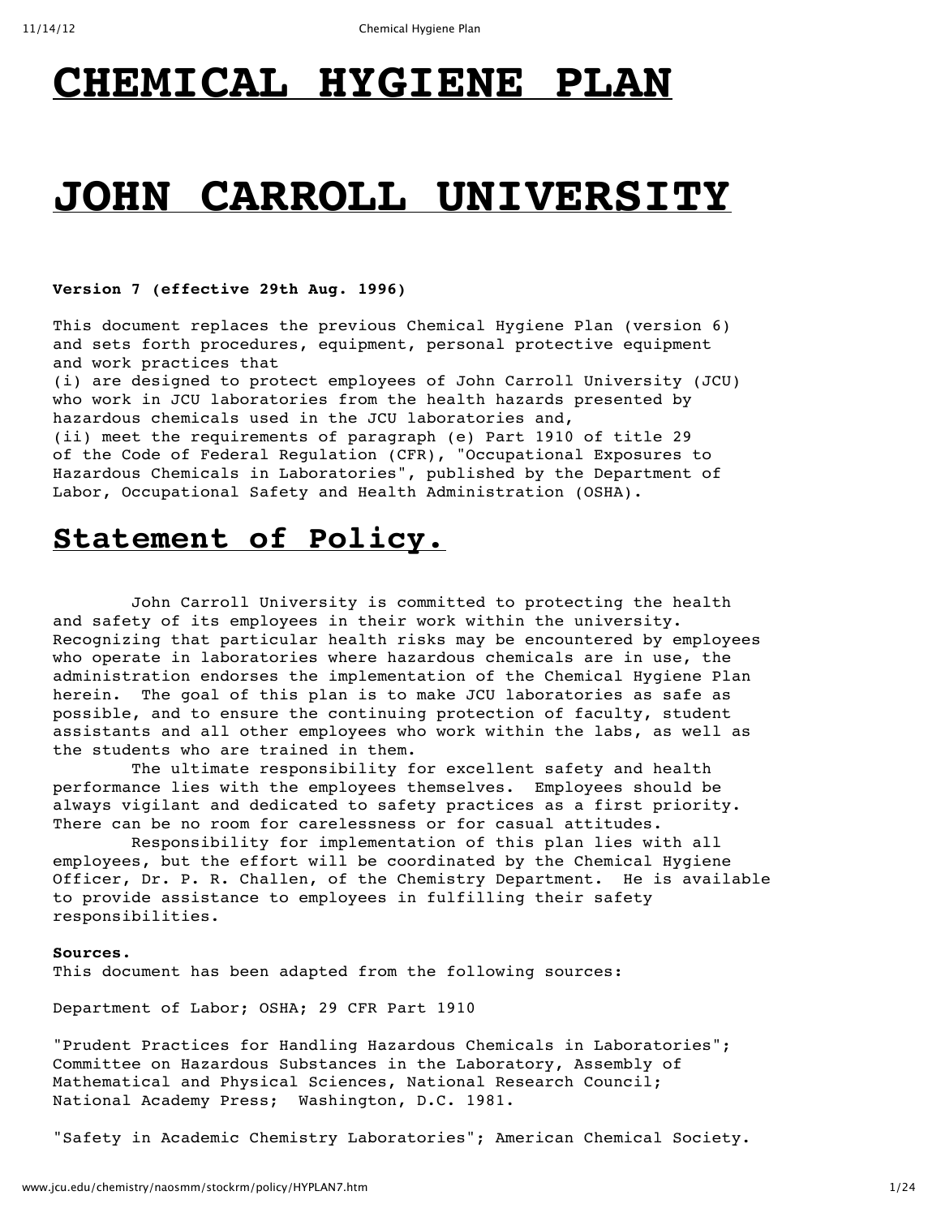# CHEMICAL HYGIENE PLAN

# JOHN CARROLL UNIVERSITY

**Version 7 (effective 29th Aug. 1996)**

This document replaces the previous Chemical Hygiene Plan (version 6) and sets forth procedures, equipment, personal protective equipment and work practices that
(i) are designed to protect employees of John Carroll University (JCU) who work in JCU laboratories from the health hazards presented by hazardous chemicals used in the JCU laboratories and,
(ii) meet the requirements of paragraph (e) Part 1910 of title 29 of the Code of Federal Regulation (CFR), "Occupational Exposures to Hazardous Chemicals in Laboratories", published by the Department of Labor, Occupational Safety and Health Administration (OSHA).

## Statement of Policy.

John Carroll University is committed to protecting the health and safety of its employees in their work within the university. Recognizing that particular health risks may be encountered by employees who operate in laboratories where hazardous chemicals are in use, the administration endorses the implementation of the Chemical Hygiene Plan herein. The goal of this plan is to make JCU laboratories as safe as possible, and to ensure the continuing protection of faculty, student assistants and all other employees who work within the labs, as well as the students who are trained in them.

The ultimate responsibility for excellent safety and health performance lies with the employees themselves. Employees should be always vigilant and dedicated to safety practices as a first priority. There can be no room for carelessness or for casual attitudes.

Responsibility for implementation of this plan lies with all employees, but the effort will be coordinated by the Chemical Hygiene Officer, Dr. P. R. Challen, of the Chemistry Department. He is available to provide assistance to employees in fulfilling their safety responsibilities.

**Sources.**
This document has been adapted from the following sources:

Department of Labor; OSHA; 29 CFR Part 1910

"Prudent Practices for Handling Hazardous Chemicals in Laboratories"; Committee on Hazardous Substances in the Laboratory, Assembly of Mathematical and Physical Sciences, National Research Council; National Academy Press; Washington, D.C. 1981.

"Safety in Academic Chemistry Laboratories"; American Chemical Society.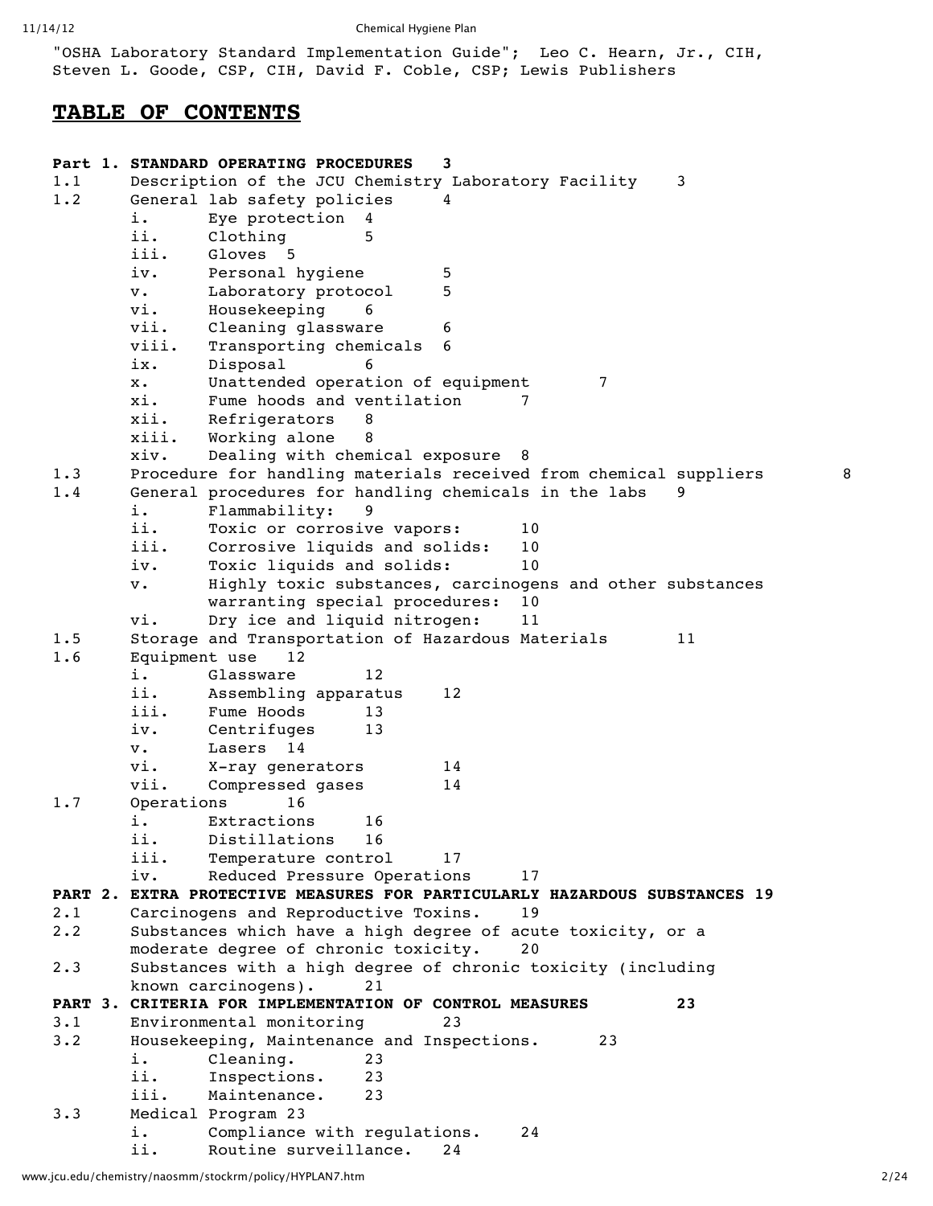"OSHA Laboratory Standard Implementation Guide"; Leo C. Hearn, Jr., CIH, Steven L. Goode, CSP, CIH, David F. Coble, CSP; Lewis Publishers

## TABLE OF CONTENTS

**Part 1. STANDARD OPERATING PROCEDURES 3**

1.1 Description of the JCU Chemistry Laboratory Facility 3

1.2 General lab safety policies 4

- i. Eye protection 4
- ii. Clothing 5
- iii. Gloves 5
- iv. Personal hygiene 5
- v. Laboratory protocol 5
- vi. Housekeeping 6
- vii. Cleaning glassware 6
- viii. Transporting chemicals 6
- ix. Disposal 6
- x. Unattended operation of equipment 7
- xi. Fume hoods and ventilation 7
- xii. Refrigerators 8
- xiii. Working alone 8
- xiv. Dealing with chemical exposure 8

1.3 Procedure for handling materials received from chemical suppliers 8

1.4 General procedures for handling chemicals in the labs 9

- i. Flammability: 9
- ii. Toxic or corrosive vapors: 10
- iii. Corrosive liquids and solids: 10
- iv. Toxic liquids and solids: 10
- v. Highly toxic substances, carcinogens and other substances warranting special procedures: 10
- vi. Dry ice and liquid nitrogen: 11

1.5 Storage and Transportation of Hazardous Materials 11

1.6 Equipment use 12

- i. Glassware 12
- ii. Assembling apparatus 12
- iii. Fume Hoods 13
- iv. Centrifuges 13
- v. Lasers 14
- vi. X-ray generators 14
- vii. Compressed gases 14

1.7 Operations 16

- i. Extractions 16
- ii. Distillations 16
- iii. Temperature control 17
- iv. Reduced Pressure Operations 17

**PART 2. EXTRA PROTECTIVE MEASURES FOR PARTICULARLY HAZARDOUS SUBSTANCES 19**

2.1 Carcinogens and Reproductive Toxins. 19

2.2 Substances which have a high degree of acute toxicity, or a moderate degree of chronic toxicity. 20

2.3 Substances with a high degree of chronic toxicity (including known carcinogens). 21

**PART 3. CRITERIA FOR IMPLEMENTATION OF CONTROL MEASURES 23**

3.1 Environmental monitoring 23

3.2 Housekeeping, Maintenance and Inspections. 23

- i. Cleaning. 23
- ii. Inspections. 23
- iii. Maintenance. 23

3.3 Medical Program 23

- i. Compliance with regulations. 24
- ii. Routine surveillance. 24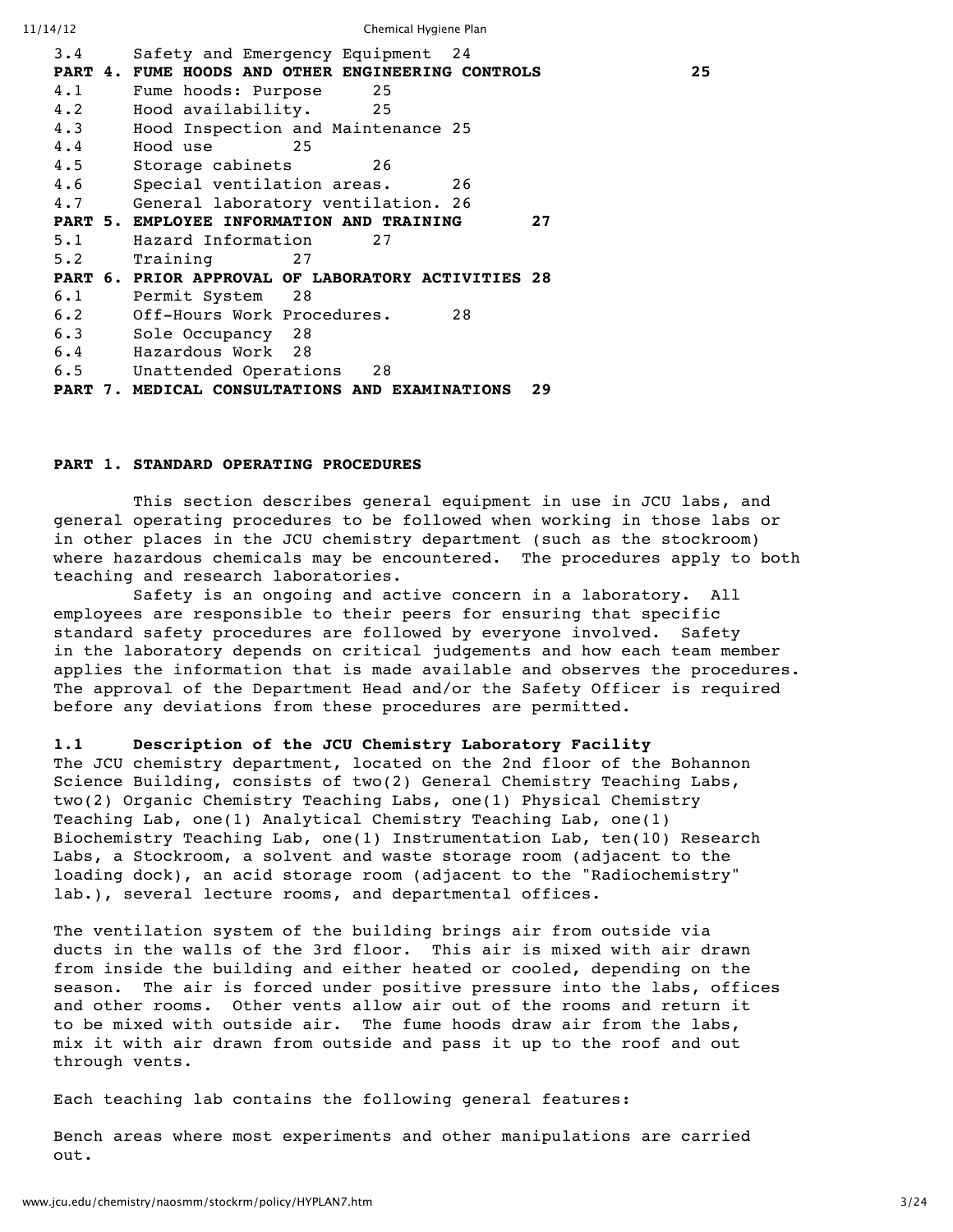| | | |
|---|---|---|
| 3.4 | Safety and Emergency Equipment | 24 |
| **PART 4.** | **FUME HOODS AND OTHER ENGINEERING CONTROLS** | **25** |
| 4.1 | Fume hoods: Purpose | 25 |
| 4.2 | Hood availability. | 25 |
| 4.3 | Hood Inspection and Maintenance | 25 |
| 4.4 | Hood use | 25 |
| 4.5 | Storage cabinets | 26 |
| 4.6 | Special ventilation areas. | 26 |
| 4.7 | General laboratory ventilation. | 26 |
| **PART 5.** | **EMPLOYEE INFORMATION AND TRAINING** | **27** |
| 5.1 | Hazard Information | 27 |
| 5.2 | Training | 27 |
| **PART 6.** | **PRIOR APPROVAL OF LABORATORY ACTIVITIES** | **28** |
| 6.1 | Permit System | 28 |
| 6.2 | Off-Hours Work Procedures. | 28 |
| 6.3 | Sole Occupancy | 28 |
| 6.4 | Hazardous Work | 28 |
| 6.5 | Unattended Operations | 28 |
| **PART 7.** | **MEDICAL CONSULTATIONS AND EXAMINATIONS** | **29** |

## PART 1. STANDARD OPERATING PROCEDURES

This section describes general equipment in use in JCU labs, and general operating procedures to be followed when working in those labs or in other places in the JCU chemistry department (such as the stockroom) where hazardous chemicals may be encountered. The procedures apply to both teaching and research laboratories.

Safety is an ongoing and active concern in a laboratory. All employees are responsible to their peers for ensuring that specific standard safety procedures are followed by everyone involved. Safety in the laboratory depends on critical judgements and how each team member applies the information that is made available and observes the procedures. The approval of the Department Head and/or the Safety Officer is required before any deviations from these procedures are permitted.

### 1.1 Description of the JCU Chemistry Laboratory Facility

The JCU chemistry department, located on the 2nd floor of the Bohannon Science Building, consists of two(2) General Chemistry Teaching Labs, two(2) Organic Chemistry Teaching Labs, one(1) Physical Chemistry Teaching Lab, one(1) Analytical Chemistry Teaching Lab, one(1) Biochemistry Teaching Lab, one(1) Instrumentation Lab, ten(10) Research Labs, a Stockroom, a solvent and waste storage room (adjacent to the loading dock), an acid storage room (adjacent to the "Radiochemistry" lab.), several lecture rooms, and departmental offices.

The ventilation system of the building brings air from outside via ducts in the walls of the 3rd floor. This air is mixed with air drawn from inside the building and either heated or cooled, depending on the season. The air is forced under positive pressure into the labs, offices and other rooms. Other vents allow air out of the rooms and return it to be mixed with outside air. The fume hoods draw air from the labs, mix it with air drawn from outside and pass it up to the roof and out through vents.

Each teaching lab contains the following general features:

Bench areas where most experiments and other manipulations are carried out.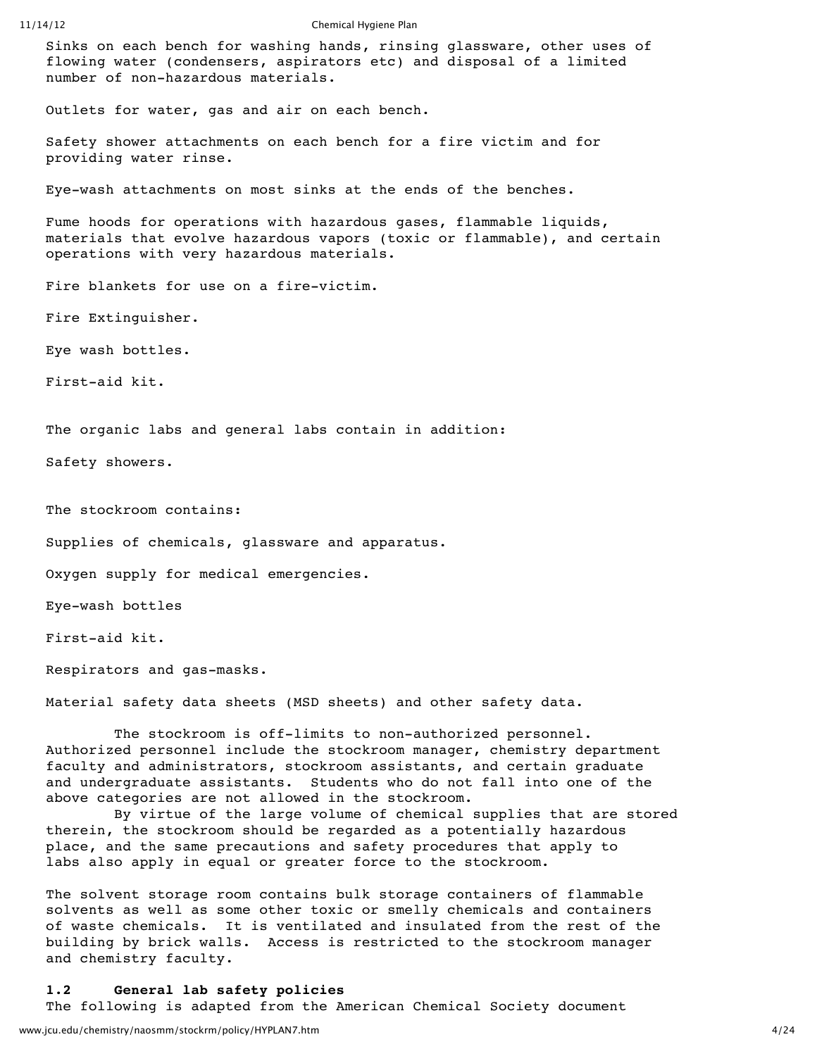Sinks on each bench for washing hands, rinsing glassware, other uses of flowing water (condensers, aspirators etc) and disposal of a limited number of non-hazardous materials.

Outlets for water, gas and air on each bench.

Safety shower attachments on each bench for a fire victim and for providing water rinse.

Eye-wash attachments on most sinks at the ends of the benches.

Fume hoods for operations with hazardous gases, flammable liquids, materials that evolve hazardous vapors (toxic or flammable), and certain operations with very hazardous materials.

Fire blankets for use on a fire-victim.

Fire Extinguisher.

Eye wash bottles.

First-aid kit.

The organic labs and general labs contain in addition:

Safety showers.

The stockroom contains:

Supplies of chemicals, glassware and apparatus.

Oxygen supply for medical emergencies.

Eye-wash bottles

First-aid kit.

Respirators and gas-masks.

Material safety data sheets (MSD sheets) and other safety data.

The stockroom is off-limits to non-authorized personnel. Authorized personnel include the stockroom manager, chemistry department faculty and administrators, stockroom assistants, and certain graduate and undergraduate assistants. Students who do not fall into one of the above categories are not allowed in the stockroom.

By virtue of the large volume of chemical supplies that are stored therein, the stockroom should be regarded as a potentially hazardous place, and the same precautions and safety procedures that apply to labs also apply in equal or greater force to the stockroom.

The solvent storage room contains bulk storage containers of flammable solvents as well as some other toxic or smelly chemicals and containers of waste chemicals. It is ventilated and insulated from the rest of the building by brick walls. Access is restricted to the stockroom manager and chemistry faculty.

### 1.2 General lab safety policies

The following is adapted from the American Chemical Society document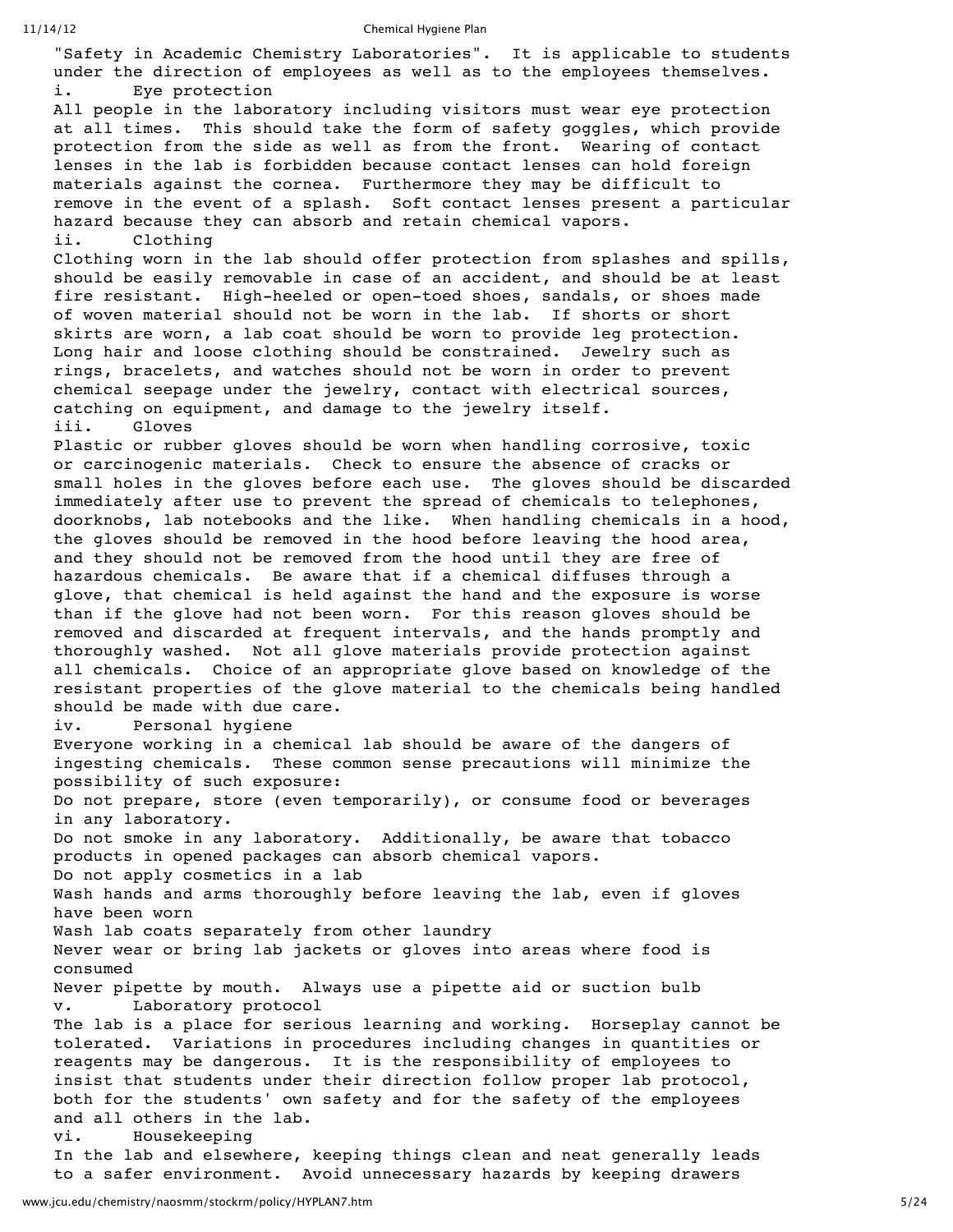"Safety in Academic Chemistry Laboratories". It is applicable to students under the direction of employees as well as to the employees themselves.

i. Eye protection

All people in the laboratory including visitors must wear eye protection at all times. This should take the form of safety goggles, which provide protection from the side as well as from the front. Wearing of contact lenses in the lab is forbidden because contact lenses can hold foreign materials against the cornea. Furthermore they may be difficult to remove in the event of a splash. Soft contact lenses present a particular hazard because they can absorb and retain chemical vapors.

ii. Clothing

Clothing worn in the lab should offer protection from splashes and spills, should be easily removable in case of an accident, and should be at least fire resistant. High-heeled or open-toed shoes, sandals, or shoes made of woven material should not be worn in the lab. If shorts or short skirts are worn, a lab coat should be worn to provide leg protection. Long hair and loose clothing should be constrained. Jewelry such as rings, bracelets, and watches should not be worn in order to prevent chemical seepage under the jewelry, contact with electrical sources, catching on equipment, and damage to the jewelry itself.

iii. Gloves

Plastic or rubber gloves should be worn when handling corrosive, toxic or carcinogenic materials. Check to ensure the absence of cracks or small holes in the gloves before each use. The gloves should be discarded immediately after use to prevent the spread of chemicals to telephones, doorknobs, lab notebooks and the like. When handling chemicals in a hood, the gloves should be removed in the hood before leaving the hood area, and they should not be removed from the hood until they are free of hazardous chemicals. Be aware that if a chemical diffuses through a glove, that chemical is held against the hand and the exposure is worse than if the glove had not been worn. For this reason gloves should be removed and discarded at frequent intervals, and the hands promptly and thoroughly washed. Not all glove materials provide protection against all chemicals. Choice of an appropriate glove based on knowledge of the resistant properties of the glove material to the chemicals being handled should be made with due care.

iv. Personal hygiene

Everyone working in a chemical lab should be aware of the dangers of ingesting chemicals. These common sense precautions will minimize the possibility of such exposure:

Do not prepare, store (even temporarily), or consume food or beverages in any laboratory.

Do not smoke in any laboratory. Additionally, be aware that tobacco products in opened packages can absorb chemical vapors.

Do not apply cosmetics in a lab

Wash hands and arms thoroughly before leaving the lab, even if gloves have been worn

Wash lab coats separately from other laundry

Never wear or bring lab jackets or gloves into areas where food is consumed

Never pipette by mouth. Always use a pipette aid or suction bulb

v. Laboratory protocol

The lab is a place for serious learning and working. Horseplay cannot be tolerated. Variations in procedures including changes in quantities or reagents may be dangerous. It is the responsibility of employees to insist that students under their direction follow proper lab protocol, both for the students' own safety and for the safety of the employees and all others in the lab.

vi. Housekeeping

In the lab and elsewhere, keeping things clean and neat generally leads to a safer environment. Avoid unnecessary hazards by keeping drawers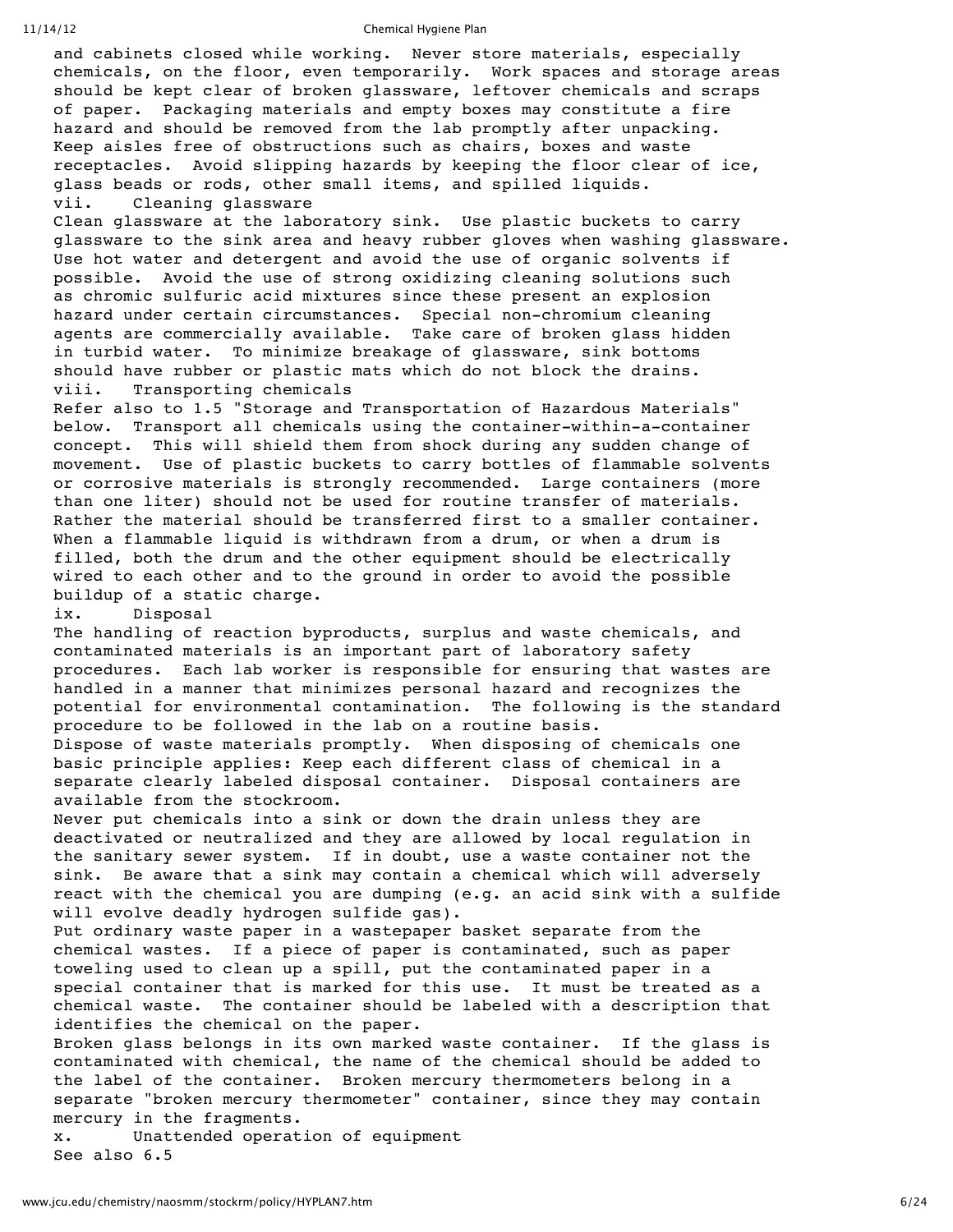and cabinets closed while working. Never store materials, especially chemicals, on the floor, even temporarily. Work spaces and storage areas should be kept clear of broken glassware, leftover chemicals and scraps of paper. Packaging materials and empty boxes may constitute a fire hazard and should be removed from the lab promptly after unpacking. Keep aisles free of obstructions such as chairs, boxes and waste receptacles. Avoid slipping hazards by keeping the floor clear of ice, glass beads or rods, other small items, and spilled liquids.

vii. Cleaning glassware

Clean glassware at the laboratory sink. Use plastic buckets to carry glassware to the sink area and heavy rubber gloves when washing glassware. Use hot water and detergent and avoid the use of organic solvents if possible. Avoid the use of strong oxidizing cleaning solutions such as chromic sulfuric acid mixtures since these present an explosion hazard under certain circumstances. Special non-chromium cleaning agents are commercially available. Take care of broken glass hidden in turbid water. To minimize breakage of glassware, sink bottoms should have rubber or plastic mats which do not block the drains.

viii. Transporting chemicals

Refer also to 1.5 "Storage and Transportation of Hazardous Materials" below. Transport all chemicals using the container-within-a-container concept. This will shield them from shock during any sudden change of movement. Use of plastic buckets to carry bottles of flammable solvents or corrosive materials is strongly recommended. Large containers (more than one liter) should not be used for routine transfer of materials. Rather the material should be transferred first to a smaller container. When a flammable liquid is withdrawn from a drum, or when a drum is filled, both the drum and the other equipment should be electrically wired to each other and to the ground in order to avoid the possible buildup of a static charge.

ix. Disposal

The handling of reaction byproducts, surplus and waste chemicals, and contaminated materials is an important part of laboratory safety procedures. Each lab worker is responsible for ensuring that wastes are handled in a manner that minimizes personal hazard and recognizes the potential for environmental contamination. The following is the standard procedure to be followed in the lab on a routine basis.

Dispose of waste materials promptly. When disposing of chemicals one basic principle applies: Keep each different class of chemical in a separate clearly labeled disposal container. Disposal containers are available from the stockroom.

Never put chemicals into a sink or down the drain unless they are deactivated or neutralized and they are allowed by local regulation in the sanitary sewer system. If in doubt, use a waste container not the sink. Be aware that a sink may contain a chemical which will adversely react with the chemical you are dumping (e.g. an acid sink with a sulfide will evolve deadly hydrogen sulfide gas).

Put ordinary waste paper in a wastepaper basket separate from the chemical wastes. If a piece of paper is contaminated, such as paper toweling used to clean up a spill, put the contaminated paper in a special container that is marked for this use. It must be treated as a chemical waste. The container should be labeled with a description that identifies the chemical on the paper.

Broken glass belongs in its own marked waste container. If the glass is contaminated with chemical, the name of the chemical should be added to the label of the container. Broken mercury thermometers belong in a separate "broken mercury thermometer" container, since they may contain mercury in the fragments.

x. Unattended operation of equipment

See also 6.5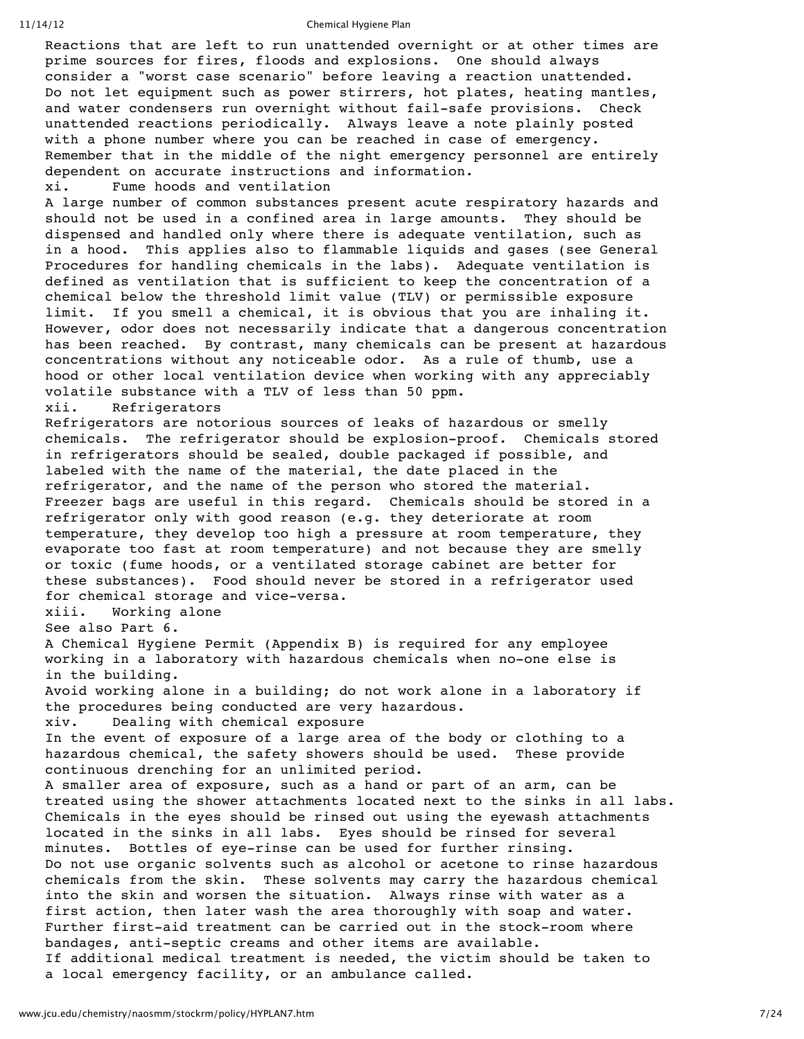Reactions that are left to run unattended overnight or at other times are prime sources for fires, floods and explosions. One should always consider a "worst case scenario" before leaving a reaction unattended. Do not let equipment such as power stirrers, hot plates, heating mantles, and water condensers run overnight without fail-safe provisions. Check unattended reactions periodically. Always leave a note plainly posted with a phone number where you can be reached in case of emergency. Remember that in the middle of the night emergency personnel are entirely dependent on accurate instructions and information.

### xi. Fume hoods and ventilation

A large number of common substances present acute respiratory hazards and should not be used in a confined area in large amounts. They should be dispensed and handled only where there is adequate ventilation, such as in a hood. This applies also to flammable liquids and gases (see General Procedures for handling chemicals in the labs). Adequate ventilation is defined as ventilation that is sufficient to keep the concentration of a chemical below the threshold limit value (TLV) or permissible exposure limit. If you smell a chemical, it is obvious that you are inhaling it. However, odor does not necessarily indicate that a dangerous concentration has been reached. By contrast, many chemicals can be present at hazardous concentrations without any noticeable odor. As a rule of thumb, use a hood or other local ventilation device when working with any appreciably volatile substance with a TLV of less than 50 ppm.

### xii. Refrigerators

Refrigerators are notorious sources of leaks of hazardous or smelly chemicals. The refrigerator should be explosion-proof. Chemicals stored in refrigerators should be sealed, double packaged if possible, and labeled with the name of the material, the date placed in the refrigerator, and the name of the person who stored the material. Freezer bags are useful in this regard. Chemicals should be stored in a refrigerator only with good reason (e.g. they deteriorate at room temperature, they develop too high a pressure at room temperature, they evaporate too fast at room temperature) and not because they are smelly or toxic (fume hoods, or a ventilated storage cabinet are better for these substances). Food should never be stored in a refrigerator used for chemical storage and vice-versa.

### xiii. Working alone

See also Part 6.

A Chemical Hygiene Permit (Appendix B) is required for any employee working in a laboratory with hazardous chemicals when no-one else is in the building.

Avoid working alone in a building; do not work alone in a laboratory if the procedures being conducted are very hazardous.

### xiv. Dealing with chemical exposure

In the event of exposure of a large area of the body or clothing to a hazardous chemical, the safety showers should be used. These provide continuous drenching for an unlimited period.

A smaller area of exposure, such as a hand or part of an arm, can be treated using the shower attachments located next to the sinks in all labs. Chemicals in the eyes should be rinsed out using the eyewash attachments located in the sinks in all labs. Eyes should be rinsed for several minutes. Bottles of eye-rinse can be used for further rinsing.

Do not use organic solvents such as alcohol or acetone to rinse hazardous chemicals from the skin. These solvents may carry the hazardous chemical into the skin and worsen the situation. Always rinse with water as a first action, then later wash the area thoroughly with soap and water. Further first-aid treatment can be carried out in the stock-room where bandages, anti-septic creams and other items are available.

If additional medical treatment is needed, the victim should be taken to a local emergency facility, or an ambulance called.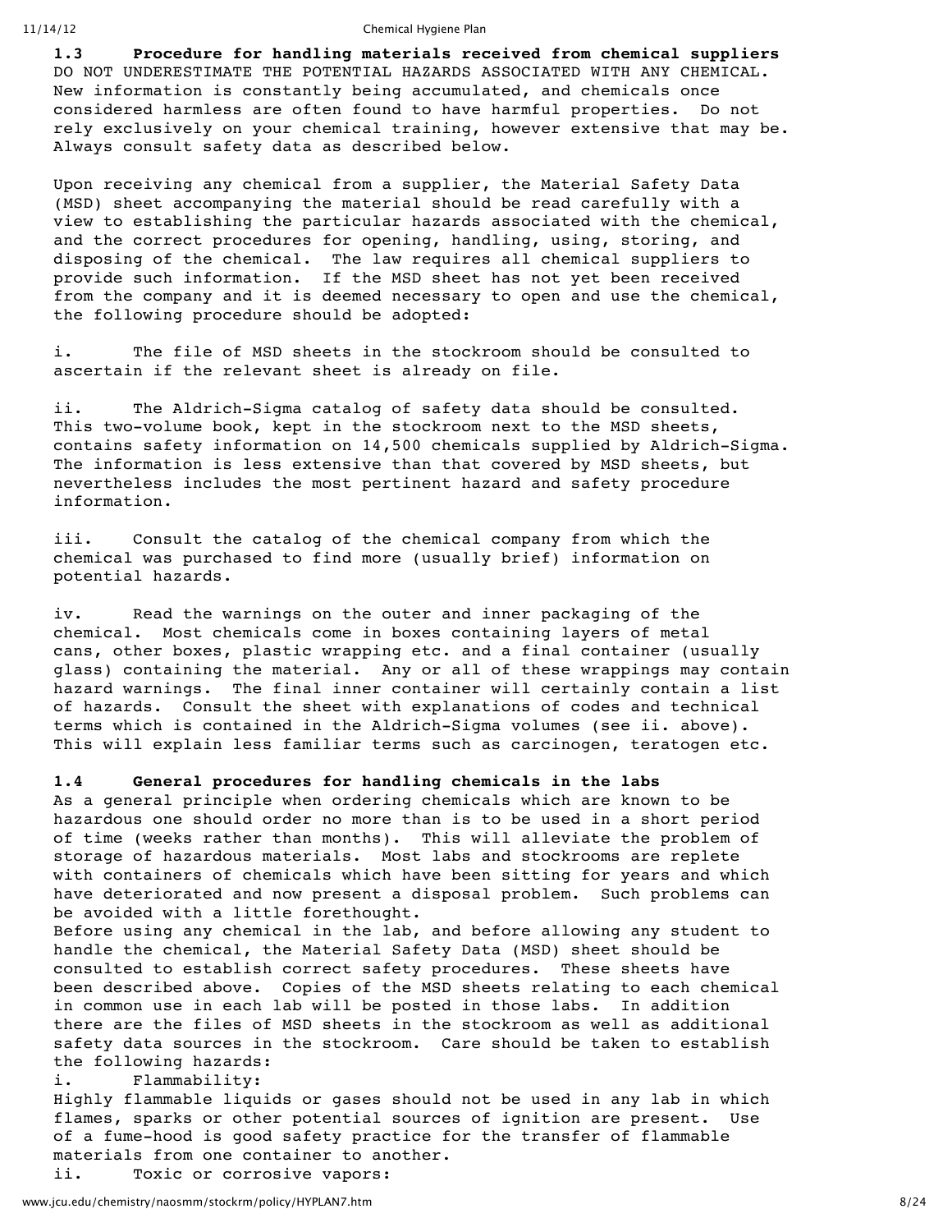### 1.3 Procedure for handling materials received from chemical suppliers

DO NOT UNDERESTIMATE THE POTENTIAL HAZARDS ASSOCIATED WITH ANY CHEMICAL. New information is constantly being accumulated, and chemicals once considered harmless are often found to have harmful properties. Do not rely exclusively on your chemical training, however extensive that may be. Always consult safety data as described below.

Upon receiving any chemical from a supplier, the Material Safety Data (MSD) sheet accompanying the material should be read carefully with a view to establishing the particular hazards associated with the chemical, and the correct procedures for opening, handling, using, storing, and disposing of the chemical. The law requires all chemical suppliers to provide such information. If the MSD sheet has not yet been received from the company and it is deemed necessary to open and use the chemical, the following procedure should be adopted:

i. The file of MSD sheets in the stockroom should be consulted to ascertain if the relevant sheet is already on file.

ii. The Aldrich-Sigma catalog of safety data should be consulted. This two-volume book, kept in the stockroom next to the MSD sheets, contains safety information on 14,500 chemicals supplied by Aldrich-Sigma. The information is less extensive than that covered by MSD sheets, but nevertheless includes the most pertinent hazard and safety procedure information.

iii. Consult the catalog of the chemical company from which the chemical was purchased to find more (usually brief) information on potential hazards.

iv. Read the warnings on the outer and inner packaging of the chemical. Most chemicals come in boxes containing layers of metal cans, other boxes, plastic wrapping etc. and a final container (usually glass) containing the material. Any or all of these wrappings may contain hazard warnings. The final inner container will certainly contain a list of hazards. Consult the sheet with explanations of codes and technical terms which is contained in the Aldrich-Sigma volumes (see ii. above). This will explain less familiar terms such as carcinogen, teratogen etc.

### 1.4 General procedures for handling chemicals in the labs

As a general principle when ordering chemicals which are known to be hazardous one should order no more than is to be used in a short period of time (weeks rather than months). This will alleviate the problem of storage of hazardous materials. Most labs and stockrooms are replete with containers of chemicals which have been sitting for years and which have deteriorated and now present a disposal problem. Such problems can be avoided with a little forethought.

Before using any chemical in the lab, and before allowing any student to handle the chemical, the Material Safety Data (MSD) sheet should be consulted to establish correct safety procedures. These sheets have been described above. Copies of the MSD sheets relating to each chemical in common use in each lab will be posted in those labs. In addition there are the files of MSD sheets in the stockroom as well as additional safety data sources in the stockroom. Care should be taken to establish the following hazards:

i. Flammability:

Highly flammable liquids or gases should not be used in any lab in which flames, sparks or other potential sources of ignition are present. Use of a fume-hood is good safety practice for the transfer of flammable materials from one container to another.

ii. Toxic or corrosive vapors: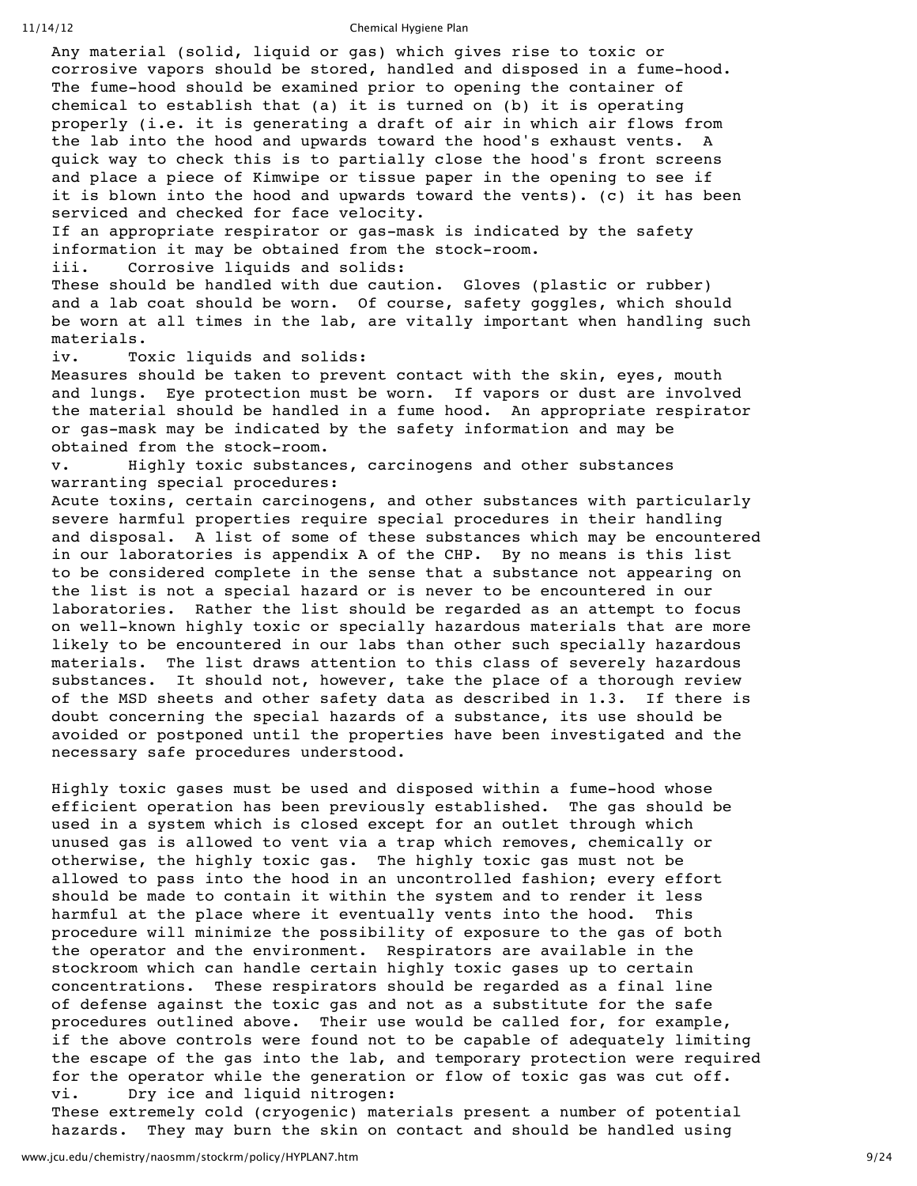Any material (solid, liquid or gas) which gives rise to toxic or corrosive vapors should be stored, handled and disposed in a fume-hood. The fume-hood should be examined prior to opening the container of chemical to establish that (a) it is turned on (b) it is operating properly (i.e. it is generating a draft of air in which air flows from the lab into the hood and upwards toward the hood's exhaust vents. A quick way to check this is to partially close the hood's front screens and place a piece of Kimwipe or tissue paper in the opening to see if it is blown into the hood and upwards toward the vents). (c) it has been serviced and checked for face velocity.

If an appropriate respirator or gas-mask is indicated by the safety information it may be obtained from the stock-room.

iii. Corrosive liquids and solids:

These should be handled with due caution. Gloves (plastic or rubber) and a lab coat should be worn. Of course, safety goggles, which should be worn at all times in the lab, are vitally important when handling such materials.

iv. Toxic liquids and solids:

Measures should be taken to prevent contact with the skin, eyes, mouth and lungs. Eye protection must be worn. If vapors or dust are involved the material should be handled in a fume hood. An appropriate respirator or gas-mask may be indicated by the safety information and may be obtained from the stock-room.

v. Highly toxic substances, carcinogens and other substances warranting special procedures:

Acute toxins, certain carcinogens, and other substances with particularly severe harmful properties require special procedures in their handling and disposal. A list of some of these substances which may be encountered in our laboratories is appendix A of the CHP. By no means is this list to be considered complete in the sense that a substance not appearing on the list is not a special hazard or is never to be encountered in our laboratories. Rather the list should be regarded as an attempt to focus on well-known highly toxic or specially hazardous materials that are more likely to be encountered in our labs than other such specially hazardous materials. The list draws attention to this class of severely hazardous substances. It should not, however, take the place of a thorough review of the MSD sheets and other safety data as described in 1.3. If there is doubt concerning the special hazards of a substance, its use should be avoided or postponed until the properties have been investigated and the necessary safe procedures understood.

Highly toxic gases must be used and disposed within a fume-hood whose efficient operation has been previously established. The gas should be used in a system which is closed except for an outlet through which unused gas is allowed to vent via a trap which removes, chemically or otherwise, the highly toxic gas. The highly toxic gas must not be allowed to pass into the hood in an uncontrolled fashion; every effort should be made to contain it within the system and to render it less harmful at the place where it eventually vents into the hood. This procedure will minimize the possibility of exposure to the gas of both the operator and the environment. Respirators are available in the stockroom which can handle certain highly toxic gases up to certain concentrations. These respirators should be regarded as a final line of defense against the toxic gas and not as a substitute for the safe procedures outlined above. Their use would be called for, for example, if the above controls were found not to be capable of adequately limiting the escape of the gas into the lab, and temporary protection were required for the operator while the generation or flow of toxic gas was cut off.

vi. Dry ice and liquid nitrogen:

These extremely cold (cryogenic) materials present a number of potential hazards. They may burn the skin on contact and should be handled using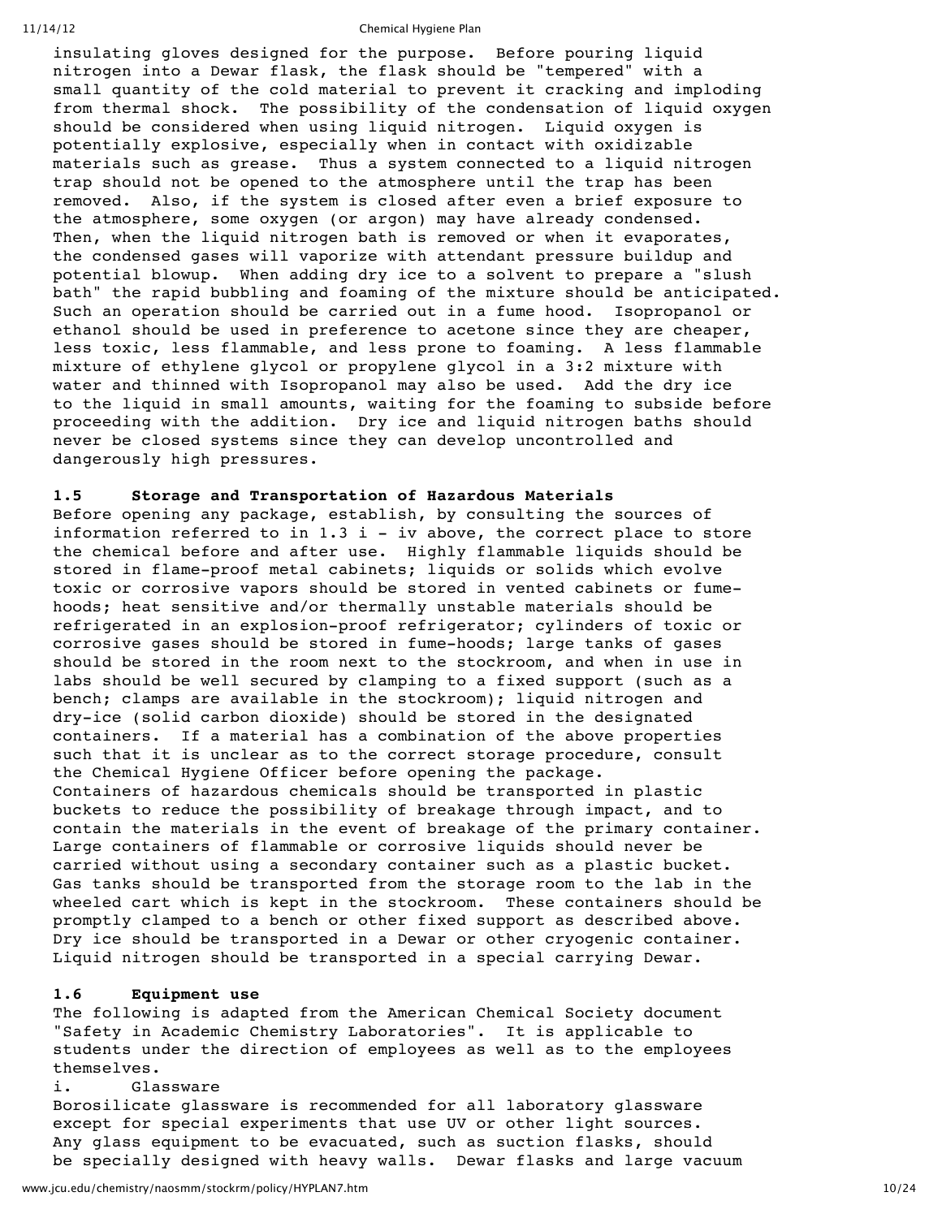insulating gloves designed for the purpose. Before pouring liquid nitrogen into a Dewar flask, the flask should be "tempered" with a small quantity of the cold material to prevent it cracking and imploding from thermal shock. The possibility of the condensation of liquid oxygen should be considered when using liquid nitrogen. Liquid oxygen is potentially explosive, especially when in contact with oxidizable materials such as grease. Thus a system connected to a liquid nitrogen trap should not be opened to the atmosphere until the trap has been removed. Also, if the system is closed after even a brief exposure to the atmosphere, some oxygen (or argon) may have already condensed. Then, when the liquid nitrogen bath is removed or when it evaporates, the condensed gases will vaporize with attendant pressure buildup and potential blowup. When adding dry ice to a solvent to prepare a "slush bath" the rapid bubbling and foaming of the mixture should be anticipated. Such an operation should be carried out in a fume hood. Isopropanol or ethanol should be used in preference to acetone since they are cheaper, less toxic, less flammable, and less prone to foaming. A less flammable mixture of ethylene glycol or propylene glycol in a 3:2 mixture with water and thinned with Isopropanol may also be used. Add the dry ice to the liquid in small amounts, waiting for the foaming to subside before proceeding with the addition. Dry ice and liquid nitrogen baths should never be closed systems since they can develop uncontrolled and dangerously high pressures.

### 1.5 Storage and Transportation of Hazardous Materials

Before opening any package, establish, by consulting the sources of information referred to in 1.3 i - iv above, the correct place to store the chemical before and after use. Highly flammable liquids should be stored in flame-proof metal cabinets; liquids or solids which evolve toxic or corrosive vapors should be stored in vented cabinets or fume-hoods; heat sensitive and/or thermally unstable materials should be refrigerated in an explosion-proof refrigerator; cylinders of toxic or corrosive gases should be stored in fume-hoods; large tanks of gases should be stored in the room next to the stockroom, and when in use in labs should be well secured by clamping to a fixed support (such as a bench; clamps are available in the stockroom); liquid nitrogen and dry-ice (solid carbon dioxide) should be stored in the designated containers. If a material has a combination of the above properties such that it is unclear as to the correct storage procedure, consult the Chemical Hygiene Officer before opening the package.

Containers of hazardous chemicals should be transported in plastic buckets to reduce the possibility of breakage through impact, and to contain the materials in the event of breakage of the primary container. Large containers of flammable or corrosive liquids should never be carried without using a secondary container such as a plastic bucket. Gas tanks should be transported from the storage room to the lab in the wheeled cart which is kept in the stockroom. These containers should be promptly clamped to a bench or other fixed support as described above. Dry ice should be transported in a Dewar or other cryogenic container. Liquid nitrogen should be transported in a special carrying Dewar.

### 1.6 Equipment use

The following is adapted from the American Chemical Society document "Safety in Academic Chemistry Laboratories". It is applicable to students under the direction of employees as well as to the employees themselves.

i. Glassware

Borosilicate glassware is recommended for all laboratory glassware except for special experiments that use UV or other light sources. Any glass equipment to be evacuated, such as suction flasks, should be specially designed with heavy walls. Dewar flasks and large vacuum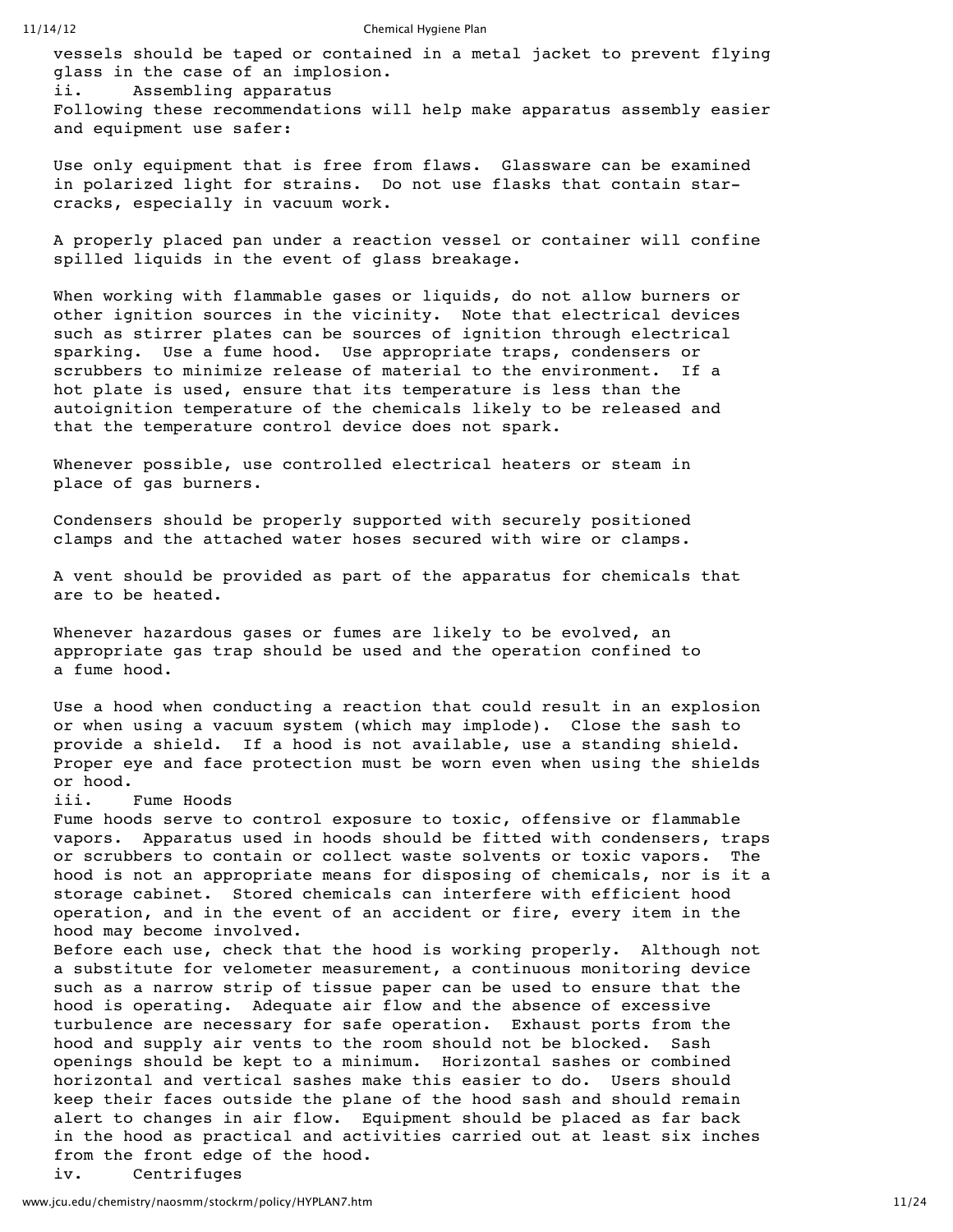vessels should be taped or contained in a metal jacket to prevent flying glass in the case of an implosion.

ii. Assembling apparatus

Following these recommendations will help make apparatus assembly easier and equipment use safer:

Use only equipment that is free from flaws. Glassware can be examined in polarized light for strains. Do not use flasks that contain star-cracks, especially in vacuum work.

A properly placed pan under a reaction vessel or container will confine spilled liquids in the event of glass breakage.

When working with flammable gases or liquids, do not allow burners or other ignition sources in the vicinity. Note that electrical devices such as stirrer plates can be sources of ignition through electrical sparking. Use a fume hood. Use appropriate traps, condensers or scrubbers to minimize release of material to the environment. If a hot plate is used, ensure that its temperature is less than the autoignition temperature of the chemicals likely to be released and that the temperature control device does not spark.

Whenever possible, use controlled electrical heaters or steam in place of gas burners.

Condensers should be properly supported with securely positioned clamps and the attached water hoses secured with wire or clamps.

A vent should be provided as part of the apparatus for chemicals that are to be heated.

Whenever hazardous gases or fumes are likely to be evolved, an appropriate gas trap should be used and the operation confined to a fume hood.

Use a hood when conducting a reaction that could result in an explosion or when using a vacuum system (which may implode). Close the sash to provide a shield. If a hood is not available, use a standing shield. Proper eye and face protection must be worn even when using the shields or hood.

iii. Fume Hoods

Fume hoods serve to control exposure to toxic, offensive or flammable vapors. Apparatus used in hoods should be fitted with condensers, traps or scrubbers to contain or collect waste solvents or toxic vapors. The hood is not an appropriate means for disposing of chemicals, nor is it a storage cabinet. Stored chemicals can interfere with efficient hood operation, and in the event of an accident or fire, every item in the hood may become involved.

Before each use, check that the hood is working properly. Although not a substitute for velometer measurement, a continuous monitoring device such as a narrow strip of tissue paper can be used to ensure that the hood is operating. Adequate air flow and the absence of excessive turbulence are necessary for safe operation. Exhaust ports from the hood and supply air vents to the room should not be blocked. Sash openings should be kept to a minimum. Horizontal sashes or combined horizontal and vertical sashes make this easier to do. Users should keep their faces outside the plane of the hood sash and should remain alert to changes in air flow. Equipment should be placed as far back in the hood as practical and activities carried out at least six inches from the front edge of the hood.

iv. Centrifuges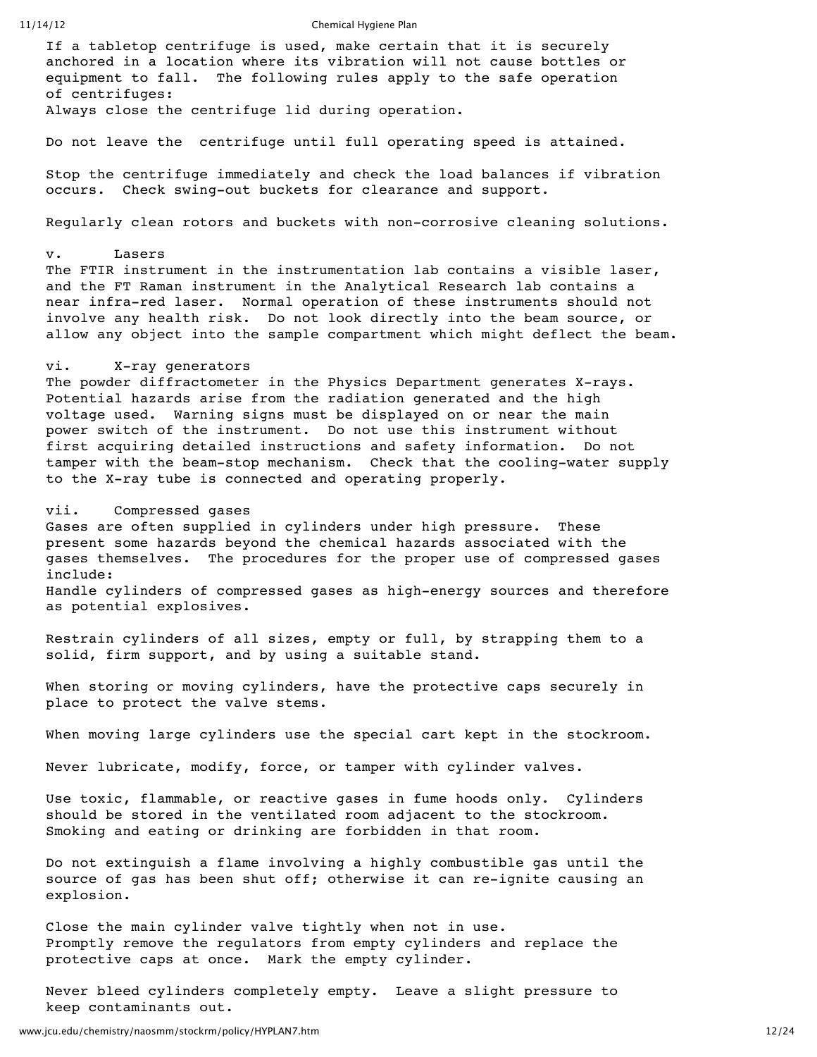If a tabletop centrifuge is used, make certain that it is securely anchored in a location where its vibration will not cause bottles or equipment to fall. The following rules apply to the safe operation of centrifuges:

Always close the centrifuge lid during operation.

Do not leave the centrifuge until full operating speed is attained.

Stop the centrifuge immediately and check the load balances if vibration occurs. Check swing-out buckets for clearance and support.

Regularly clean rotors and buckets with non-corrosive cleaning solutions.

v. Lasers

The FTIR instrument in the instrumentation lab contains a visible laser, and the FT Raman instrument in the Analytical Research lab contains a near infra-red laser. Normal operation of these instruments should not involve any health risk. Do not look directly into the beam source, or allow any object into the sample compartment which might deflect the beam.

vi. X-ray generators

The powder diffractometer in the Physics Department generates X-rays. Potential hazards arise from the radiation generated and the high voltage used. Warning signs must be displayed on or near the main power switch of the instrument. Do not use this instrument without first acquiring detailed instructions and safety information. Do not tamper with the beam-stop mechanism. Check that the cooling-water supply to the X-ray tube is connected and operating properly.

vii. Compressed gases

Gases are often supplied in cylinders under high pressure. These present some hazards beyond the chemical hazards associated with the gases themselves. The procedures for the proper use of compressed gases include:

Handle cylinders of compressed gases as high-energy sources and therefore as potential explosives.

Restrain cylinders of all sizes, empty or full, by strapping them to a solid, firm support, and by using a suitable stand.

When storing or moving cylinders, have the protective caps securely in place to protect the valve stems.

When moving large cylinders use the special cart kept in the stockroom.

Never lubricate, modify, force, or tamper with cylinder valves.

Use toxic, flammable, or reactive gases in fume hoods only. Cylinders should be stored in the ventilated room adjacent to the stockroom. Smoking and eating or drinking are forbidden in that room.

Do not extinguish a flame involving a highly combustible gas until the source of gas has been shut off; otherwise it can re-ignite causing an explosion.

Close the main cylinder valve tightly when not in use.
Promptly remove the regulators from empty cylinders and replace the protective caps at once. Mark the empty cylinder.

Never bleed cylinders completely empty. Leave a slight pressure to keep contaminants out.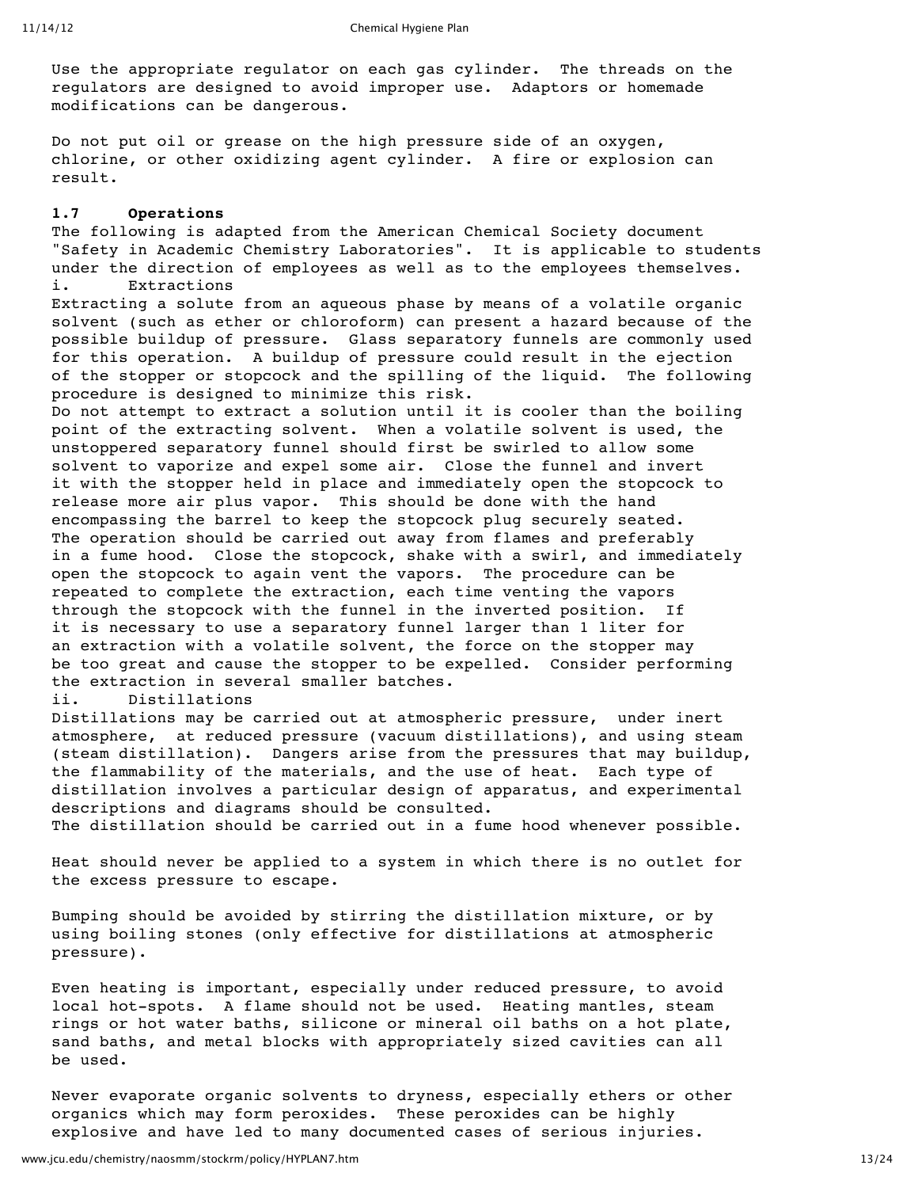Use the appropriate regulator on each gas cylinder. The threads on the regulators are designed to avoid improper use. Adaptors or homemade modifications can be dangerous.

Do not put oil or grease on the high pressure side of an oxygen, chlorine, or other oxidizing agent cylinder. A fire or explosion can result.

### 1.7 Operations

The following is adapted from the American Chemical Society document "Safety in Academic Chemistry Laboratories". It is applicable to students under the direction of employees as well as to the employees themselves.

i. Extractions

Extracting a solute from an aqueous phase by means of a volatile organic solvent (such as ether or chloroform) can present a hazard because of the possible buildup of pressure. Glass separatory funnels are commonly used for this operation. A buildup of pressure could result in the ejection of the stopper or stopcock and the spilling of the liquid. The following procedure is designed to minimize this risk.

Do not attempt to extract a solution until it is cooler than the boiling point of the extracting solvent. When a volatile solvent is used, the unstoppered separatory funnel should first be swirled to allow some solvent to vaporize and expel some air. Close the funnel and invert it with the stopper held in place and immediately open the stopcock to release more air plus vapor. This should be done with the hand encompassing the barrel to keep the stopcock plug securely seated. The operation should be carried out away from flames and preferably in a fume hood. Close the stopcock, shake with a swirl, and immediately open the stopcock to again vent the vapors. The procedure can be repeated to complete the extraction, each time venting the vapors through the stopcock with the funnel in the inverted position. If it is necessary to use a separatory funnel larger than 1 liter for an extraction with a volatile solvent, the force on the stopper may be too great and cause the stopper to be expelled. Consider performing the extraction in several smaller batches.

ii. Distillations

Distillations may be carried out at atmospheric pressure, under inert atmosphere, at reduced pressure (vacuum distillations), and using steam (steam distillation). Dangers arise from the pressures that may buildup, the flammability of the materials, and the use of heat. Each type of distillation involves a particular design of apparatus, and experimental descriptions and diagrams should be consulted.

The distillation should be carried out in a fume hood whenever possible.

Heat should never be applied to a system in which there is no outlet for the excess pressure to escape.

Bumping should be avoided by stirring the distillation mixture, or by using boiling stones (only effective for distillations at atmospheric pressure).

Even heating is important, especially under reduced pressure, to avoid local hot-spots. A flame should not be used. Heating mantles, steam rings or hot water baths, silicone or mineral oil baths on a hot plate, sand baths, and metal blocks with appropriately sized cavities can all be used.

Never evaporate organic solvents to dryness, especially ethers or other organics which may form peroxides. These peroxides can be highly explosive and have led to many documented cases of serious injuries.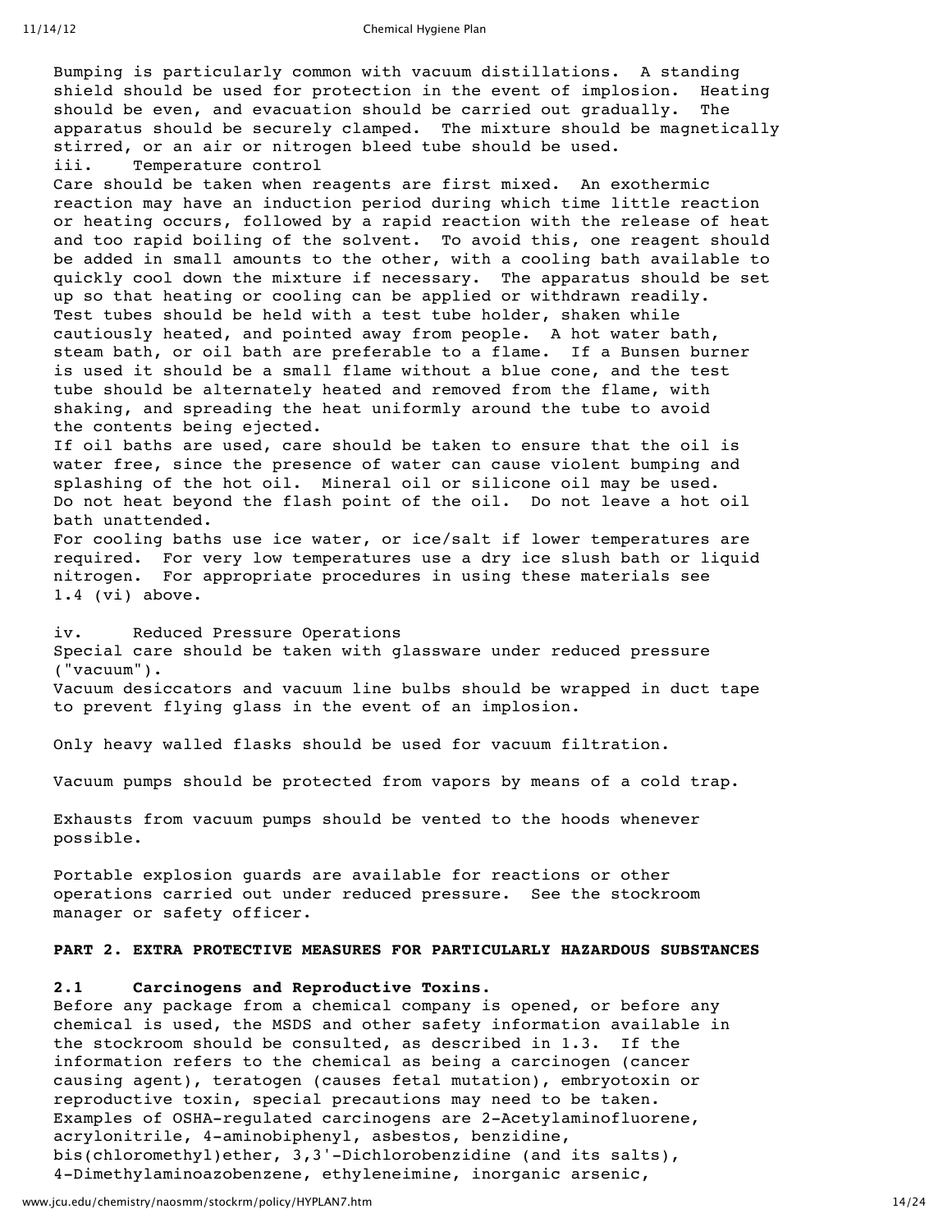Bumping is particularly common with vacuum distillations. A standing shield should be used for protection in the event of implosion. Heating should be even, and evacuation should be carried out gradually. The apparatus should be securely clamped. The mixture should be magnetically stirred, or an air or nitrogen bleed tube should be used.

iii. Temperature control

Care should be taken when reagents are first mixed. An exothermic reaction may have an induction period during which time little reaction or heating occurs, followed by a rapid reaction with the release of heat and too rapid boiling of the solvent. To avoid this, one reagent should be added in small amounts to the other, with a cooling bath available to quickly cool down the mixture if necessary. The apparatus should be set up so that heating or cooling can be applied or withdrawn readily.

Test tubes should be held with a test tube holder, shaken while cautiously heated, and pointed away from people. A hot water bath, steam bath, or oil bath are preferable to a flame. If a Bunsen burner is used it should be a small flame without a blue cone, and the test tube should be alternately heated and removed from the flame, with shaking, and spreading the heat uniformly around the tube to avoid the contents being ejected.

If oil baths are used, care should be taken to ensure that the oil is water free, since the presence of water can cause violent bumping and splashing of the hot oil. Mineral oil or silicone oil may be used. Do not heat beyond the flash point of the oil. Do not leave a hot oil bath unattended.

For cooling baths use ice water, or ice/salt if lower temperatures are required. For very low temperatures use a dry ice slush bath or liquid nitrogen. For appropriate procedures in using these materials see 1.4 (vi) above.

iv. Reduced Pressure Operations

Special care should be taken with glassware under reduced pressure ("vacuum").

Vacuum desiccators and vacuum line bulbs should be wrapped in duct tape to prevent flying glass in the event of an implosion.

Only heavy walled flasks should be used for vacuum filtration.

Vacuum pumps should be protected from vapors by means of a cold trap.

Exhausts from vacuum pumps should be vented to the hoods whenever possible.

Portable explosion guards are available for reactions or other operations carried out under reduced pressure. See the stockroom manager or safety officer.

## PART 2. EXTRA PROTECTIVE MEASURES FOR PARTICULARLY HAZARDOUS SUBSTANCES

### 2.1 Carcinogens and Reproductive Toxins.

Before any package from a chemical company is opened, or before any chemical is used, the MSDS and other safety information available in the stockroom should be consulted, as described in 1.3. If the information refers to the chemical as being a carcinogen (cancer causing agent), teratogen (causes fetal mutation), embryotoxin or reproductive toxin, special precautions may need to be taken.

Examples of OSHA-regulated carcinogens are 2-Acetylaminofluorene, acrylonitrile, 4-aminobiphenyl, asbestos, benzidine, bis(chloromethyl)ether, 3,3'-Dichlorobenzidine (and its salts), 4-Dimethylaminoazobenzene, ethyleneimine, inorganic arsenic,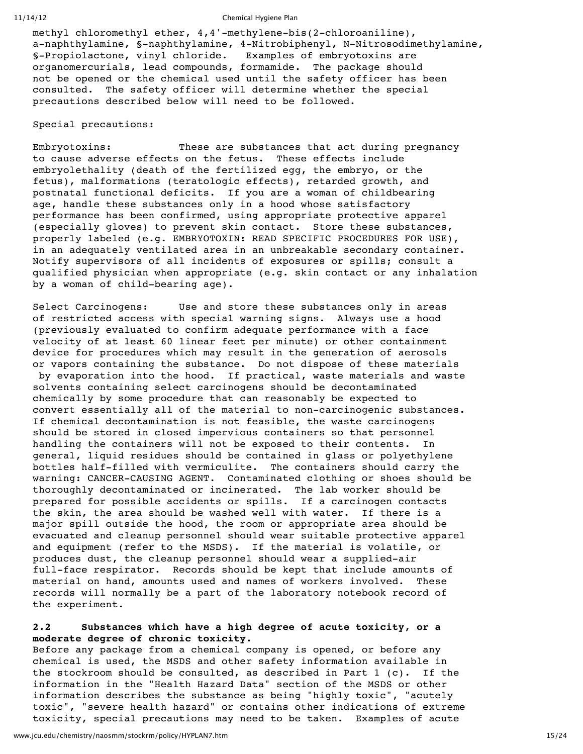methyl chloromethyl ether, 4,4'-methylene-bis(2-chloroaniline), a-naphthylamine, §-naphthylamine, 4-Nitrobiphenyl, N-Nitrosodimethylamine, §-Propiolactone, vinyl chloride. Examples of embryotoxins are organomercurials, lead compounds, formamide. The package should not be opened or the chemical used until the safety officer has been consulted. The safety officer will determine whether the special precautions described below will need to be followed.

Special precautions:

Embryotoxins: These are substances that act during pregnancy to cause adverse effects on the fetus. These effects include embryolethality (death of the fertilized egg, the embryo, or the fetus), malformations (teratologic effects), retarded growth, and postnatal functional deficits. If you are a woman of childbearing age, handle these substances only in a hood whose satisfactory performance has been confirmed, using appropriate protective apparel (especially gloves) to prevent skin contact. Store these substances, properly labeled (e.g. EMBRYOTOXIN: READ SPECIFIC PROCEDURES FOR USE), in an adequately ventilated area in an unbreakable secondary container. Notify supervisors of all incidents of exposures or spills; consult a qualified physician when appropriate (e.g. skin contact or any inhalation by a woman of child-bearing age).

Select Carcinogens: Use and store these substances only in areas of restricted access with special warning signs. Always use a hood (previously evaluated to confirm adequate performance with a face velocity of at least 60 linear feet per minute) or other containment device for procedures which may result in the generation of aerosols or vapors containing the substance. Do not dispose of these materials by evaporation into the hood. If practical, waste materials and waste solvents containing select carcinogens should be decontaminated chemically by some procedure that can reasonably be expected to convert essentially all of the material to non-carcinogenic substances. If chemical decontamination is not feasible, the waste carcinogens should be stored in closed impervious containers so that personnel handling the containers will not be exposed to their contents. In general, liquid residues should be contained in glass or polyethylene bottles half-filled with vermiculite. The containers should carry the warning: CANCER-CAUSING AGENT. Contaminated clothing or shoes should be thoroughly decontaminated or incinerated. The lab worker should be prepared for possible accidents or spills. If a carcinogen contacts the skin, the area should be washed well with water. If there is a major spill outside the hood, the room or appropriate area should be evacuated and cleanup personnel should wear suitable protective apparel and equipment (refer to the MSDS). If the material is volatile, or produces dust, the cleanup personnel should wear a supplied-air full-face respirator. Records should be kept that include amounts of material on hand, amounts used and names of workers involved. These records will normally be a part of the laboratory notebook record of the experiment.

**2.2 Substances which have a high degree of acute toxicity, or a moderate degree of chronic toxicity.**

Before any package from a chemical company is opened, or before any chemical is used, the MSDS and other safety information available in the stockroom should be consulted, as described in Part 1 (c). If the information in the "Health Hazard Data" section of the MSDS or other information describes the substance as being "highly toxic", "acutely toxic", "severe health hazard" or contains other indications of extreme toxicity, special precautions may need to be taken. Examples of acute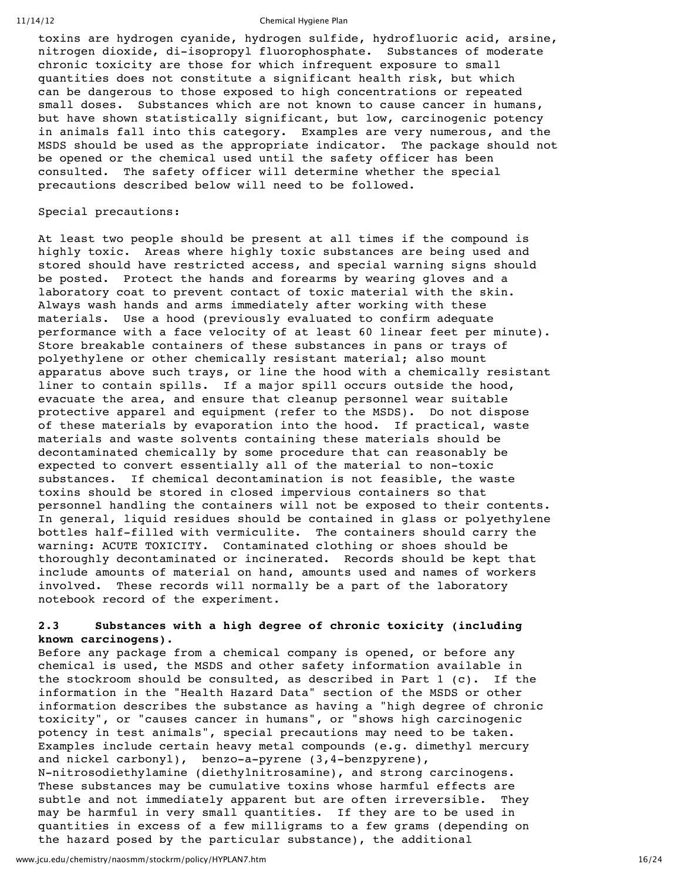toxins are hydrogen cyanide, hydrogen sulfide, hydrofluoric acid, arsine, nitrogen dioxide, di-isopropyl fluorophosphate. Substances of moderate chronic toxicity are those for which infrequent exposure to small quantities does not constitute a significant health risk, but which can be dangerous to those exposed to high concentrations or repeated small doses. Substances which are not known to cause cancer in humans, but have shown statistically significant, but low, carcinogenic potency in animals fall into this category. Examples are very numerous, and the MSDS should be used as the appropriate indicator. The package should not be opened or the chemical used until the safety officer has been consulted. The safety officer will determine whether the special precautions described below will need to be followed.

Special precautions:

At least two people should be present at all times if the compound is highly toxic. Areas where highly toxic substances are being used and stored should have restricted access, and special warning signs should be posted. Protect the hands and forearms by wearing gloves and a laboratory coat to prevent contact of toxic material with the skin. Always wash hands and arms immediately after working with these materials. Use a hood (previously evaluated to confirm adequate performance with a face velocity of at least 60 linear feet per minute). Store breakable containers of these substances in pans or trays of polyethylene or other chemically resistant material; also mount apparatus above such trays, or line the hood with a chemically resistant liner to contain spills. If a major spill occurs outside the hood, evacuate the area, and ensure that cleanup personnel wear suitable protective apparel and equipment (refer to the MSDS). Do not dispose of these materials by evaporation into the hood. If practical, waste materials and waste solvents containing these materials should be decontaminated chemically by some procedure that can reasonably be expected to convert essentially all of the material to non-toxic substances. If chemical decontamination is not feasible, the waste toxins should be stored in closed impervious containers so that personnel handling the containers will not be exposed to their contents. In general, liquid residues should be contained in glass or polyethylene bottles half-filled with vermiculite. The containers should carry the warning: ACUTE TOXICITY. Contaminated clothing or shoes should be thoroughly decontaminated or incinerated. Records should be kept that include amounts of material on hand, amounts used and names of workers involved. These records will normally be a part of the laboratory notebook record of the experiment.

### 2.3 Substances with a high degree of chronic toxicity (including known carcinogens).

Before any package from a chemical company is opened, or before any chemical is used, the MSDS and other safety information available in the stockroom should be consulted, as described in Part 1 (c). If the information in the "Health Hazard Data" section of the MSDS or other information describes the substance as having a "high degree of chronic toxicity", or "causes cancer in humans", or "shows high carcinogenic potency in test animals", special precautions may need to be taken. Examples include certain heavy metal compounds (e.g. dimethyl mercury and nickel carbonyl), benzo-a-pyrene (3,4-benzpyrene), N-nitrosodiethylamine (diethylnitrosamine), and strong carcinogens. These substances may be cumulative toxins whose harmful effects are subtle and not immediately apparent but are often irreversible. They may be harmful in very small quantities. If they are to be used in quantities in excess of a few milligrams to a few grams (depending on the hazard posed by the particular substance), the additional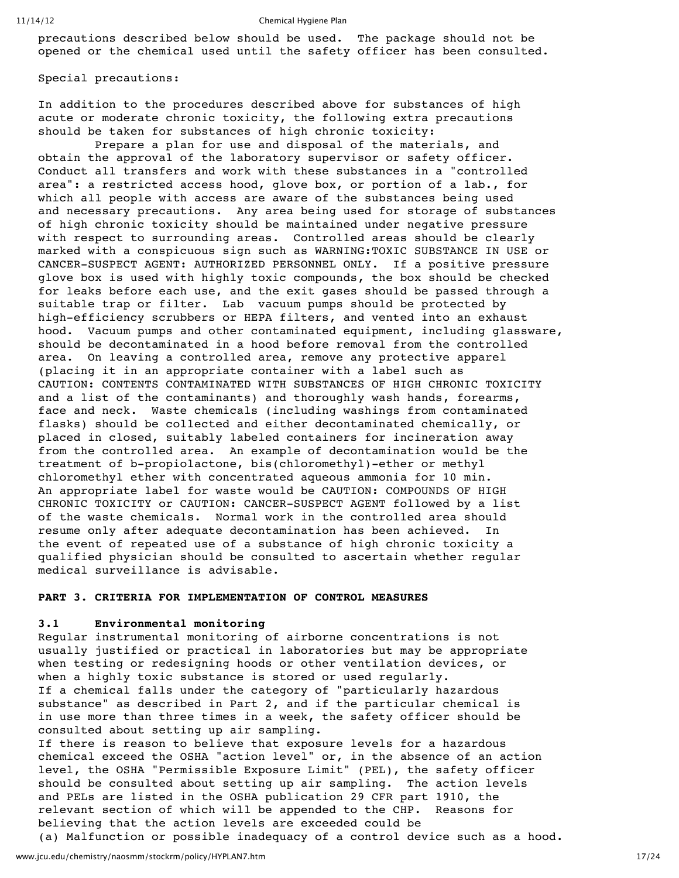precautions described below should be used. The package should not be opened or the chemical used until the safety officer has been consulted.

Special precautions:

In addition to the procedures described above for substances of high acute or moderate chronic toxicity, the following extra precautions should be taken for substances of high chronic toxicity:

Prepare a plan for use and disposal of the materials, and obtain the approval of the laboratory supervisor or safety officer. Conduct all transfers and work with these substances in a "controlled area": a restricted access hood, glove box, or portion of a lab., for which all people with access are aware of the substances being used and necessary precautions. Any area being used for storage of substances of high chronic toxicity should be maintained under negative pressure with respect to surrounding areas. Controlled areas should be clearly marked with a conspicuous sign such as WARNING:TOXIC SUBSTANCE IN USE or CANCER-SUSPECT AGENT: AUTHORIZED PERSONNEL ONLY. If a positive pressure glove box is used with highly toxic compounds, the box should be checked for leaks before each use, and the exit gases should be passed through a suitable trap or filter. Lab vacuum pumps should be protected by high-efficiency scrubbers or HEPA filters, and vented into an exhaust hood. Vacuum pumps and other contaminated equipment, including glassware, should be decontaminated in a hood before removal from the controlled area. On leaving a controlled area, remove any protective apparel (placing it in an appropriate container with a label such as CAUTION: CONTENTS CONTAMINATED WITH SUBSTANCES OF HIGH CHRONIC TOXICITY and a list of the contaminants) and thoroughly wash hands, forearms, face and neck. Waste chemicals (including washings from contaminated flasks) should be collected and either decontaminated chemically, or placed in closed, suitably labeled containers for incineration away from the controlled area. An example of decontamination would be the treatment of b-propiolactone, bis(chloromethyl)-ether or methyl chloromethyl ether with concentrated aqueous ammonia for 10 min. An appropriate label for waste would be CAUTION: COMPOUNDS OF HIGH CHRONIC TOXICITY or CAUTION: CANCER-SUSPECT AGENT followed by a list of the waste chemicals. Normal work in the controlled area should resume only after adequate decontamination has been achieved. In the event of repeated use of a substance of high chronic toxicity a qualified physician should be consulted to ascertain whether regular medical surveillance is advisable.

## PART 3. CRITERIA FOR IMPLEMENTATION OF CONTROL MEASURES

### 3.1 Environmental monitoring

Regular instrumental monitoring of airborne concentrations is not usually justified or practical in laboratories but may be appropriate when testing or redesigning hoods or other ventilation devices, or when a highly toxic substance is stored or used regularly.

If a chemical falls under the category of "particularly hazardous substance" as described in Part 2, and if the particular chemical is in use more than three times in a week, the safety officer should be consulted about setting up air sampling.

If there is reason to believe that exposure levels for a hazardous chemical exceed the OSHA "action level" or, in the absence of an action level, the OSHA "Permissible Exposure Limit" (PEL), the safety officer should be consulted about setting up air sampling. The action levels and PELs are listed in the OSHA publication 29 CFR part 1910, the relevant section of which will be appended to the CHP. Reasons for believing that the action levels are exceeded could be

(a) Malfunction or possible inadequacy of a control device such as a hood.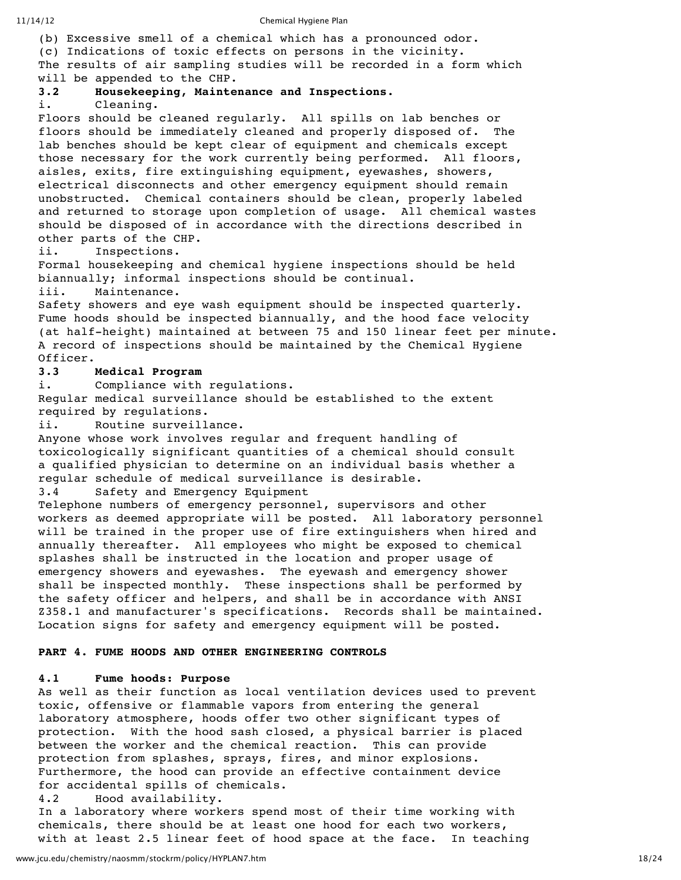(b) Excessive smell of a chemical which has a pronounced odor.
(c) Indications of toxic effects on persons in the vicinity.
The results of air sampling studies will be recorded in a form which will be appended to the CHP.

### 3.2 Housekeeping, Maintenance and Inspections.

i. Cleaning.

Floors should be cleaned regularly. All spills on lab benches or floors should be immediately cleaned and properly disposed of. The lab benches should be kept clear of equipment and chemicals except those necessary for the work currently being performed. All floors, aisles, exits, fire extinguishing equipment, eyewashes, showers, electrical disconnects and other emergency equipment should remain unobstructed. Chemical containers should be clean, properly labeled and returned to storage upon completion of usage. All chemical wastes should be disposed of in accordance with the directions described in other parts of the CHP.

ii. Inspections.

Formal housekeeping and chemical hygiene inspections should be held biannually; informal inspections should be continual.

iii. Maintenance.

Safety showers and eye wash equipment should be inspected quarterly. Fume hoods should be inspected biannually, and the hood face velocity (at half-height) maintained at between 75 and 150 linear feet per minute. A record of inspections should be maintained by the Chemical Hygiene Officer.

### 3.3 Medical Program

i. Compliance with regulations.

Regular medical surveillance should be established to the extent required by regulations.

ii. Routine surveillance.

Anyone whose work involves regular and frequent handling of toxicologically significant quantities of a chemical should consult a qualified physician to determine on an individual basis whether a regular schedule of medical surveillance is desirable.

3.4 Safety and Emergency Equipment

Telephone numbers of emergency personnel, supervisors and other workers as deemed appropriate will be posted. All laboratory personnel will be trained in the proper use of fire extinguishers when hired and annually thereafter. All employees who might be exposed to chemical splashes shall be instructed in the location and proper usage of emergency showers and eyewashes. The eyewash and emergency shower shall be inspected monthly. These inspections shall be performed by the safety officer and helpers, and shall be in accordance with ANSI Z358.1 and manufacturer's specifications. Records shall be maintained. Location signs for safety and emergency equipment will be posted.

## PART 4. FUME HOODS AND OTHER ENGINEERING CONTROLS

### 4.1 Fume hoods: Purpose

As well as their function as local ventilation devices used to prevent toxic, offensive or flammable vapors from entering the general laboratory atmosphere, hoods offer two other significant types of protection. With the hood sash closed, a physical barrier is placed between the worker and the chemical reaction. This can provide protection from splashes, sprays, fires, and minor explosions. Furthermore, the hood can provide an effective containment device for accidental spills of chemicals.

4.2 Hood availability.

In a laboratory where workers spend most of their time working with chemicals, there should be at least one hood for each two workers, with at least 2.5 linear feet of hood space at the face. In teaching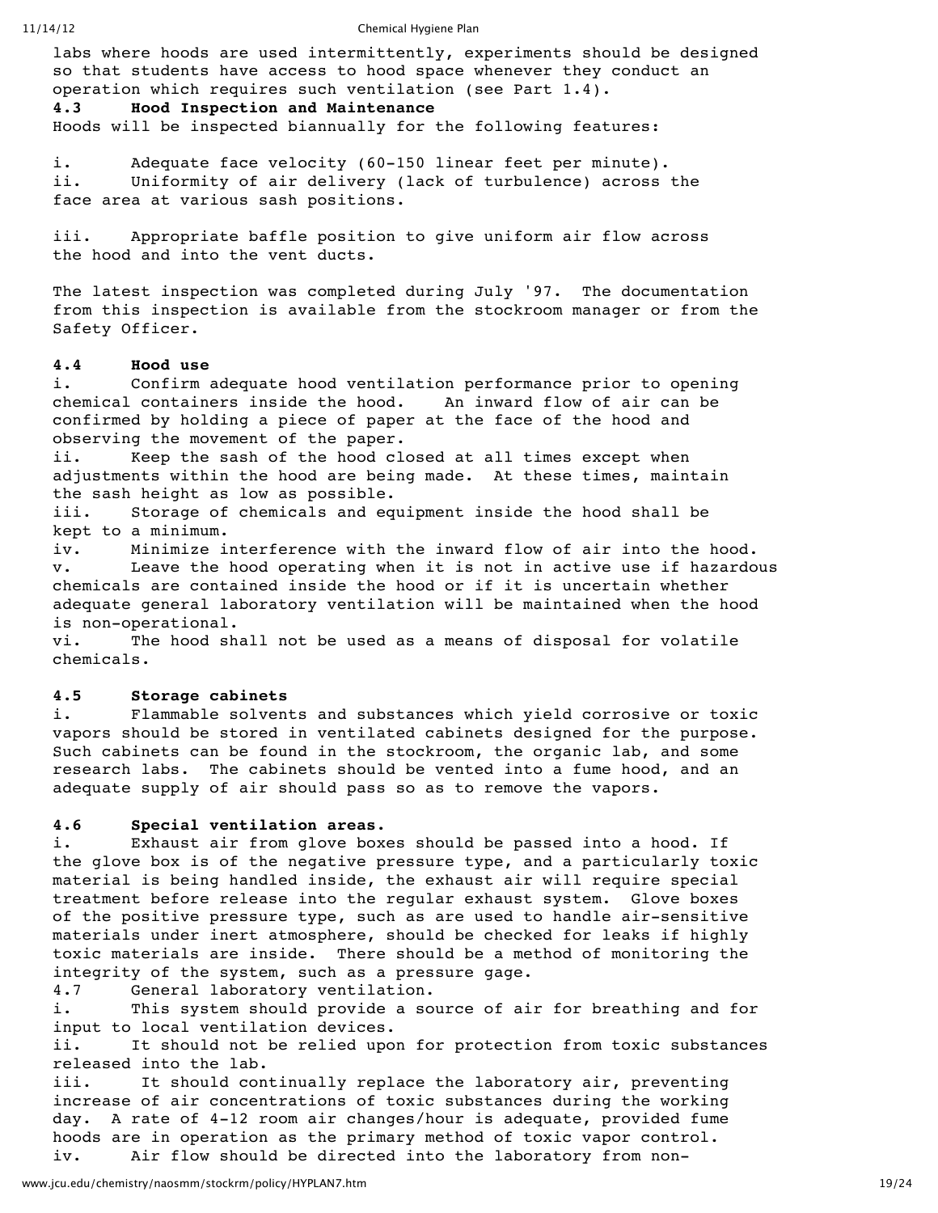labs where hoods are used intermittently, experiments should be designed so that students have access to hood space whenever they conduct an operation which requires such ventilation (see Part 1.4).

### 4.3 Hood Inspection and Maintenance

Hoods will be inspected biannually for the following features:

i. Adequate face velocity (60-150 linear feet per minute).
ii. Uniformity of air delivery (lack of turbulence) across the face area at various sash positions.

iii. Appropriate baffle position to give uniform air flow across the hood and into the vent ducts.

The latest inspection was completed during July '97. The documentation from this inspection is available from the stockroom manager or from the Safety Officer.

### 4.4 Hood use

i. Confirm adequate hood ventilation performance prior to opening chemical containers inside the hood. An inward flow of air can be confirmed by holding a piece of paper at the face of the hood and observing the movement of the paper.
ii. Keep the sash of the hood closed at all times except when adjustments within the hood are being made. At these times, maintain the sash height as low as possible.
iii. Storage of chemicals and equipment inside the hood shall be kept to a minimum.
iv. Minimize interference with the inward flow of air into the hood.
v. Leave the hood operating when it is not in active use if hazardous chemicals are contained inside the hood or if it is uncertain whether adequate general laboratory ventilation will be maintained when the hood is non-operational.
vi. The hood shall not be used as a means of disposal for volatile chemicals.

### 4.5 Storage cabinets

i. Flammable solvents and substances which yield corrosive or toxic vapors should be stored in ventilated cabinets designed for the purpose. Such cabinets can be found in the stockroom, the organic lab, and some research labs. The cabinets should be vented into a fume hood, and an adequate supply of air should pass so as to remove the vapors.

### 4.6 Special ventilation areas.

i. Exhaust air from glove boxes should be passed into a hood. If the glove box is of the negative pressure type, and a particularly toxic material is being handled inside, the exhaust air will require special treatment before release into the regular exhaust system. Glove boxes of the positive pressure type, such as are used to handle air-sensitive materials under inert atmosphere, should be checked for leaks if highly toxic materials are inside. There should be a method of monitoring the integrity of the system, such as a pressure gage.

4.7 General laboratory ventilation.

i. This system should provide a source of air for breathing and for input to local ventilation devices.
ii. It should not be relied upon for protection from toxic substances released into the lab.
iii. It should continually replace the laboratory air, preventing increase of air concentrations of toxic substances during the working day. A rate of 4-12 room air changes/hour is adequate, provided fume hoods are in operation as the primary method of toxic vapor control.
iv. Air flow should be directed into the laboratory from non-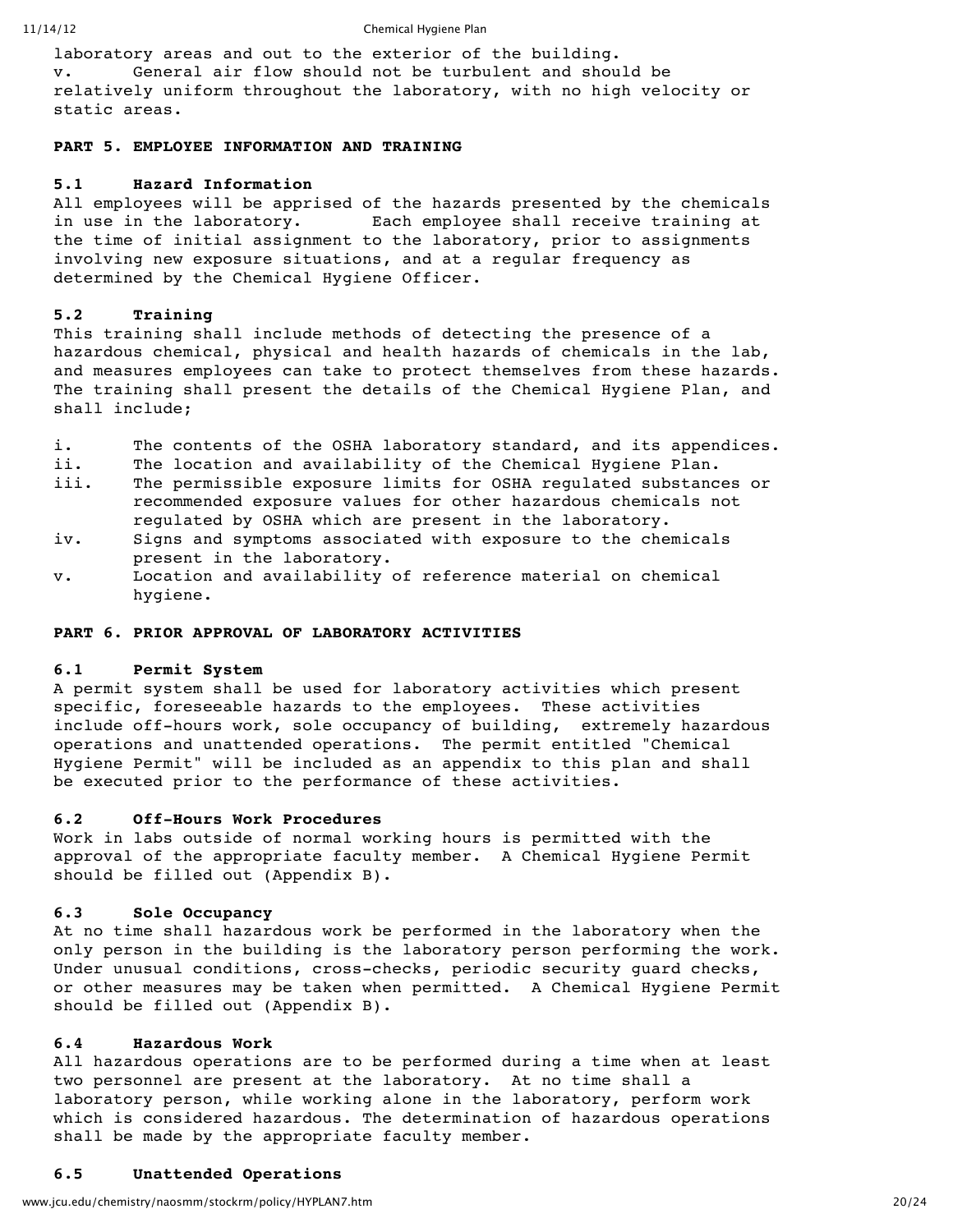laboratory areas and out to the exterior of the building.

v. General air flow should not be turbulent and should be relatively uniform throughout the laboratory, with no high velocity or static areas.

## PART 5. EMPLOYEE INFORMATION AND TRAINING

### 5.1 Hazard Information

All employees will be apprised of the hazards presented by the chemicals in use in the laboratory. Each employee shall receive training at the time of initial assignment to the laboratory, prior to assignments involving new exposure situations, and at a regular frequency as determined by the Chemical Hygiene Officer.

### 5.2 Training

This training shall include methods of detecting the presence of a hazardous chemical, physical and health hazards of chemicals in the lab, and measures employees can take to protect themselves from these hazards. The training shall present the details of the Chemical Hygiene Plan, and shall include;

i. The contents of the OSHA laboratory standard, and its appendices.

ii. The location and availability of the Chemical Hygiene Plan.

iii. The permissible exposure limits for OSHA regulated substances or recommended exposure values for other hazardous chemicals not regulated by OSHA which are present in the laboratory.

iv. Signs and symptoms associated with exposure to the chemicals present in the laboratory.

v. Location and availability of reference material on chemical hygiene.

## PART 6. PRIOR APPROVAL OF LABORATORY ACTIVITIES

### 6.1 Permit System

A permit system shall be used for laboratory activities which present specific, foreseeable hazards to the employees. These activities include off-hours work, sole occupancy of building, extremely hazardous operations and unattended operations. The permit entitled "Chemical Hygiene Permit" will be included as an appendix to this plan and shall be executed prior to the performance of these activities.

### 6.2 Off-Hours Work Procedures

Work in labs outside of normal working hours is permitted with the approval of the appropriate faculty member. A Chemical Hygiene Permit should be filled out (Appendix B).

### 6.3 Sole Occupancy

At no time shall hazardous work be performed in the laboratory when the only person in the building is the laboratory person performing the work. Under unusual conditions, cross-checks, periodic security guard checks, or other measures may be taken when permitted. A Chemical Hygiene Permit should be filled out (Appendix B).

### 6.4 Hazardous Work

All hazardous operations are to be performed during a time when at least two personnel are present at the laboratory. At no time shall a laboratory person, while working alone in the laboratory, perform work which is considered hazardous. The determination of hazardous operations shall be made by the appropriate faculty member.

### 6.5 Unattended Operations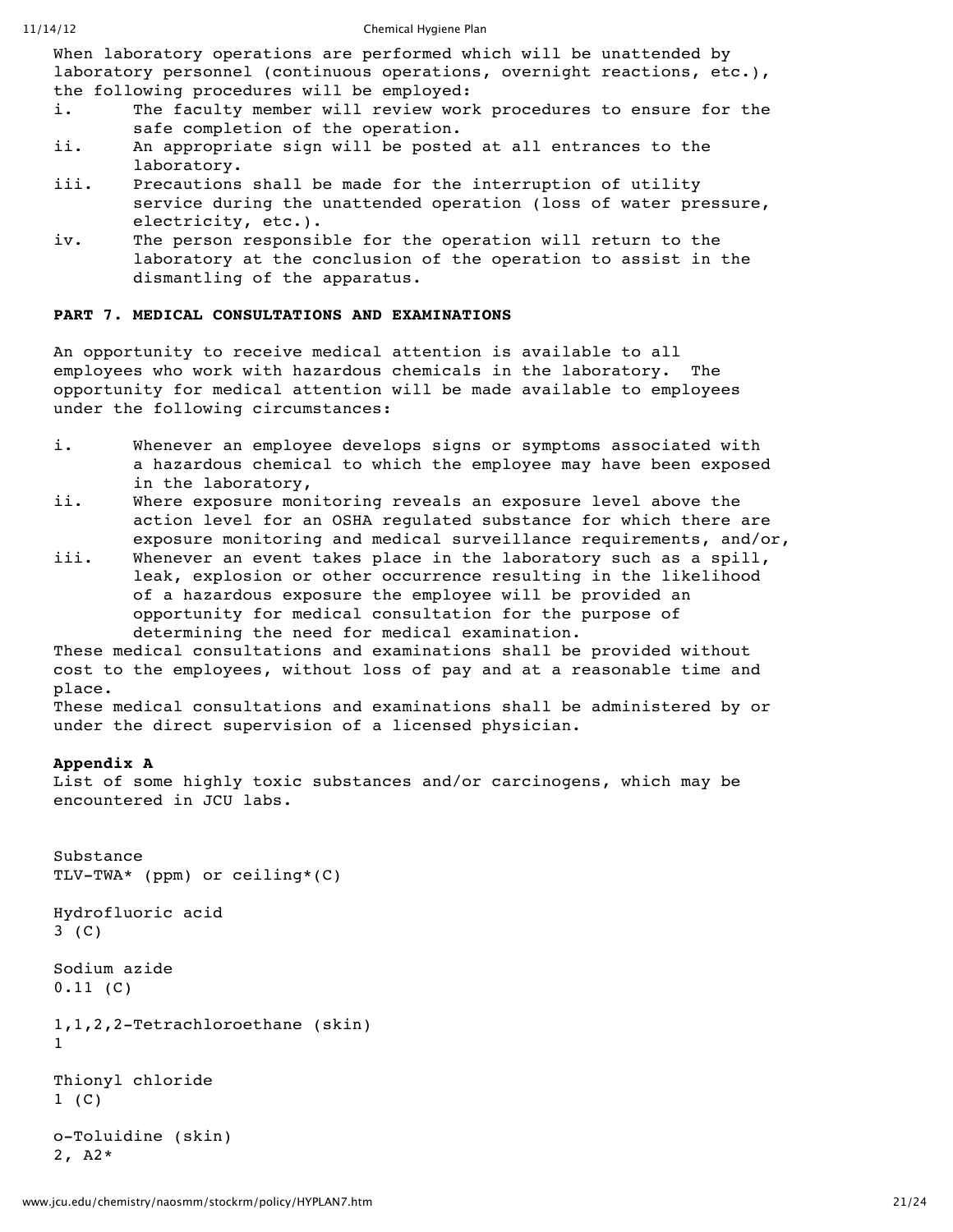When laboratory operations are performed which will be unattended by laboratory personnel (continuous operations, overnight reactions, etc.), the following procedures will be employed:

i. The faculty member will review work procedures to ensure for the safe completion of the operation.
ii. An appropriate sign will be posted at all entrances to the laboratory.
iii. Precautions shall be made for the interruption of utility service during the unattended operation (loss of water pressure, electricity, etc.).
iv. The person responsible for the operation will return to the laboratory at the conclusion of the operation to assist in the dismantling of the apparatus.

**PART 7. MEDICAL CONSULTATIONS AND EXAMINATIONS**

An opportunity to receive medical attention is available to all employees who work with hazardous chemicals in the laboratory. The opportunity for medical attention will be made available to employees under the following circumstances:

i. Whenever an employee develops signs or symptoms associated with a hazardous chemical to which the employee may have been exposed in the laboratory,
ii. Where exposure monitoring reveals an exposure level above the action level for an OSHA regulated substance for which there are exposure monitoring and medical surveillance requirements, and/or,
iii. Whenever an event takes place in the laboratory such as a spill, leak, explosion or other occurrence resulting in the likelihood of a hazardous exposure the employee will be provided an opportunity for medical consultation for the purpose of determining the need for medical examination.

These medical consultations and examinations shall be provided without cost to the employees, without loss of pay and at a reasonable time and place.

These medical consultations and examinations shall be administered by or under the direct supervision of a licensed physician.

**Appendix A**

List of some highly toxic substances and/or carcinogens, which may be encountered in JCU labs.

Substance
TLV-TWA* (ppm) or ceiling*(C)

Hydrofluoric acid
3 (C)

Sodium azide
0.11 (C)

1,1,2,2-Tetrachloroethane (skin)
1

Thionyl chloride
1 (C)

o-Toluidine (skin)
2, A2*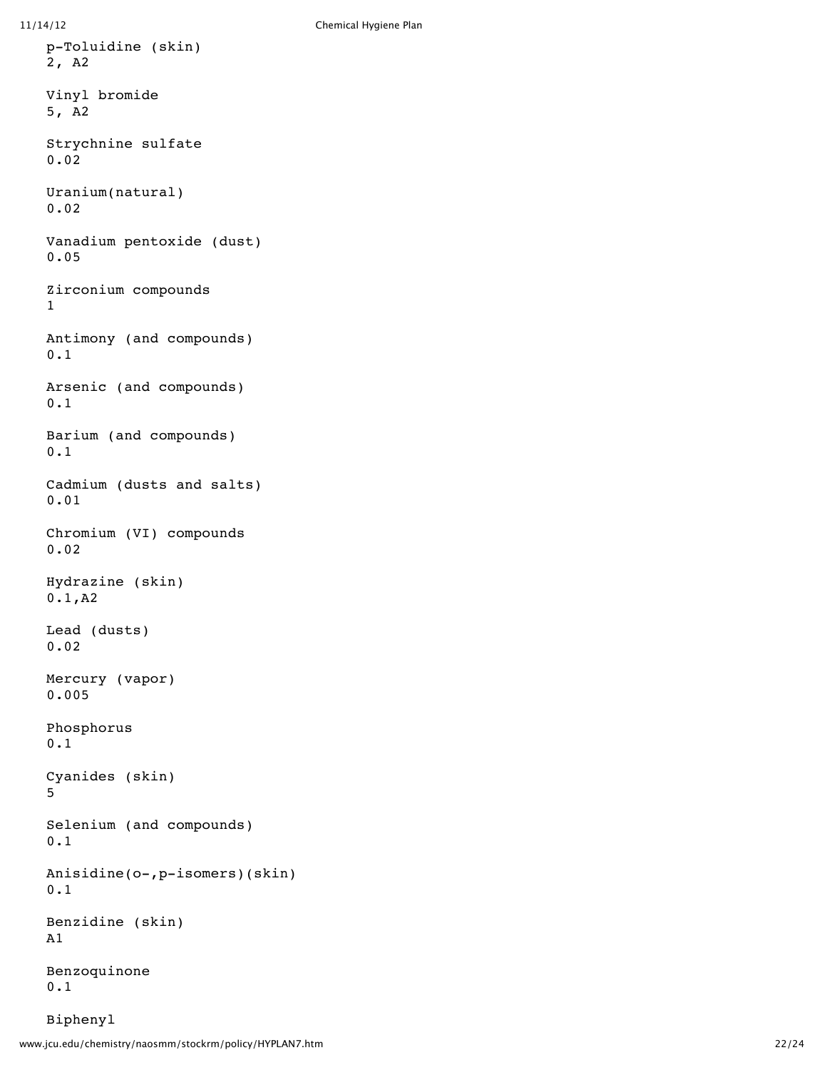```
p-Toluidine (skin)
2, A2

Vinyl bromide
5, A2

Strychnine sulfate
0.02

Uranium(natural)
0.02

Vanadium pentoxide (dust)
0.05

Zirconium compounds
1

Antimony (and compounds)
0.1

Arsenic (and compounds)
0.1

Barium (and compounds)
0.1

Cadmium (dusts and salts)
0.01

Chromium (VI) compounds
0.02

Hydrazine (skin)
0.1,A2

Lead (dusts)
0.02

Mercury (vapor)
0.005

Phosphorus
0.1

Cyanides (skin)
5

Selenium (and compounds)
0.1

Anisidine(o-,p-isomers)(skin)
0.1

Benzidine (skin)
A1

Benzoquinone
0.1

Biphenyl
```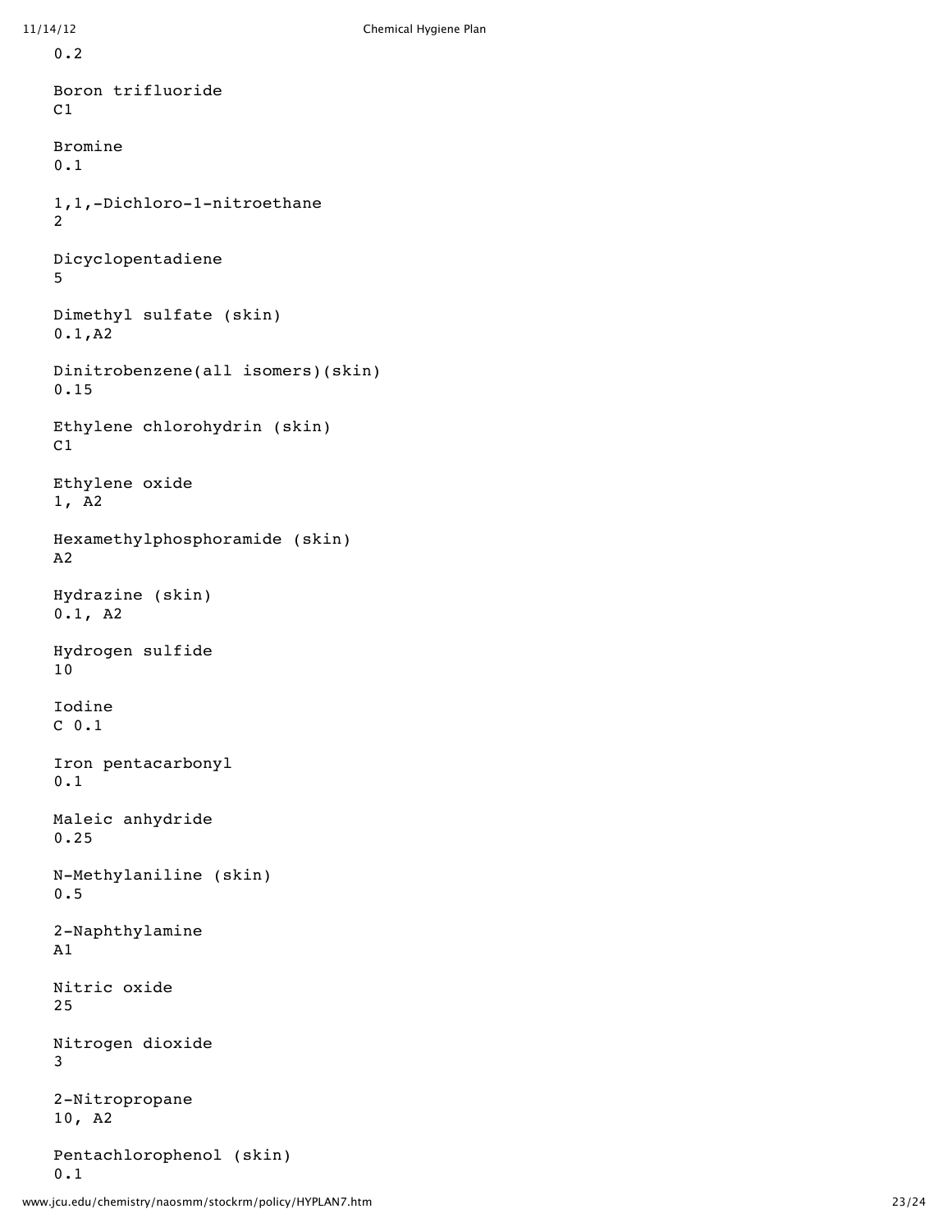0.2

Boron trifluoride
C1

Bromine
0.1

1,1,-Dichloro-1-nitroethane
2

Dicyclopentadiene
5

Dimethyl sulfate (skin)
0.1,A2

Dinitrobenzene(all isomers)(skin)
0.15

Ethylene chlorohydrin (skin)
C1

Ethylene oxide
1, A2

Hexamethylphosphoramide (skin)
A2

Hydrazine (skin)
0.1, A2

Hydrogen sulfide
10

Iodine
C 0.1

Iron pentacarbonyl
0.1

Maleic anhydride
0.25

N-Methylaniline (skin)
0.5

2-Naphthylamine
A1

Nitric oxide
25

Nitrogen dioxide
3

2-Nitropropane
10, A2

Pentachlorophenol (skin)
0.1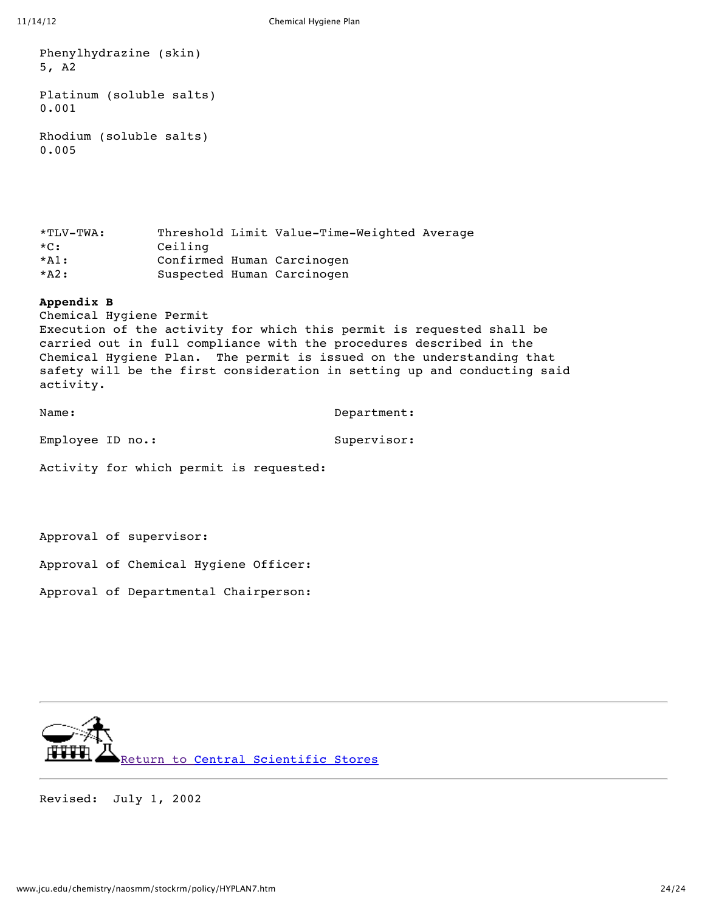Phenylhydrazine (skin)
5, A2

Platinum (soluble salts)
0.001

Rhodium (soluble salts)
0.005

| | |
|---|---|
| *TLV-TWA: | Threshold Limit Value-Time-Weighted Average |
| *C: | Ceiling |
| *A1: | Confirmed Human Carcinogen |
| *A2: | Suspected Human Carcinogen |

**Appendix B**

Chemical Hygiene Permit

Execution of the activity for which this permit is requested shall be carried out in full compliance with the procedures described in the Chemical Hygiene Plan. The permit is issued on the understanding that safety will be the first consideration in setting up and conducting said activity.

Name: Department:

Employee ID no.: Supervisor:

Activity for which permit is requested:

Approval of supervisor:

Approval of Chemical Hygiene Officer:

Approval of Departmental Chairperson:

---

Return to Central Scientific Stores

---

Revised: July 1, 2002